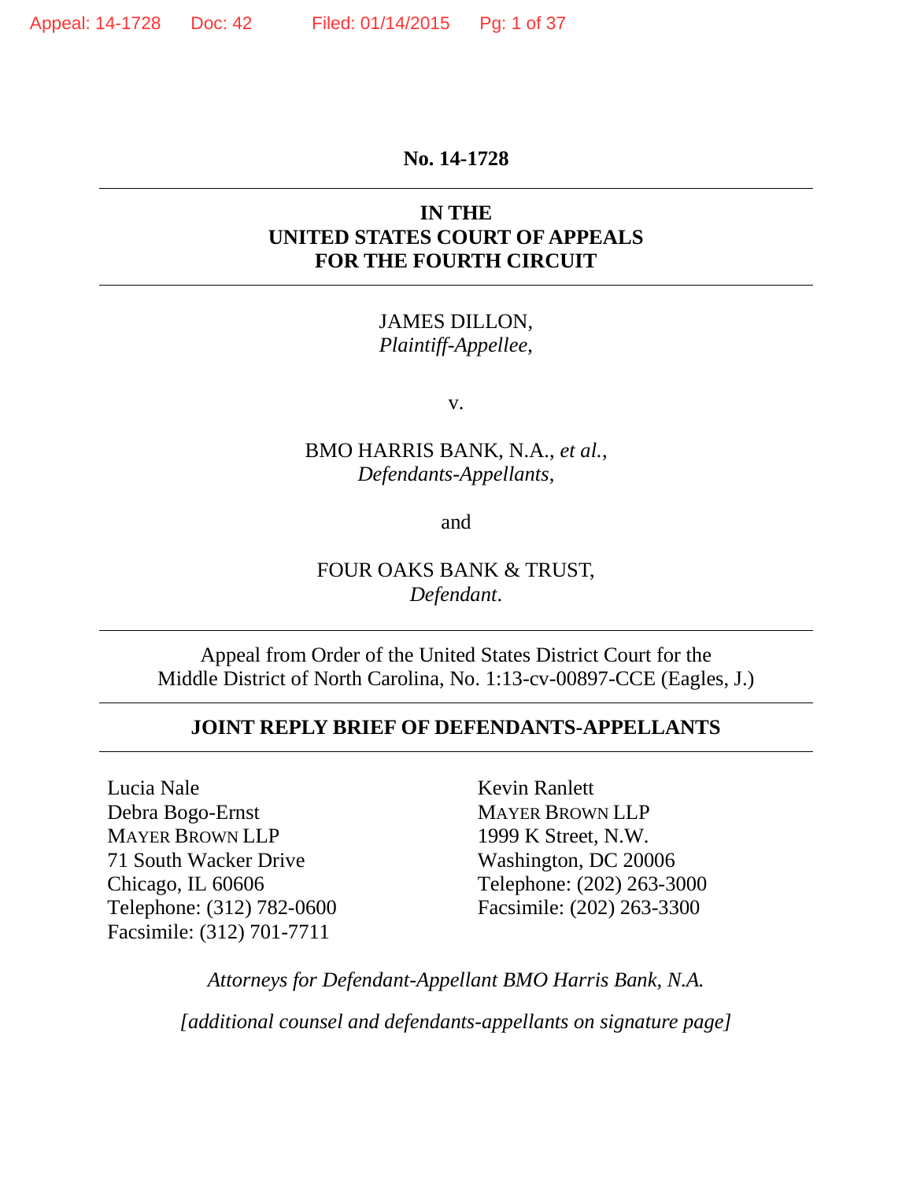**No. 14-1728**

---

**IN THE**
**UNITED STATES COURT OF APPEALS**
**FOR THE FOURTH CIRCUIT**

---

JAMES DILLON,
*Plaintiff-Appellee*,

v.

BMO HARRIS BANK, N.A., *et al.*,
*Defendants-Appellants*,

and

FOUR OAKS BANK & TRUST,
*Defendant*.

---

Appeal from Order of the United States District Court for the
Middle District of North Carolina, No. 1:13-cv-00897-CCE (Eagles, J.)

---

**JOINT REPLY BRIEF OF DEFENDANTS-APPELLANTS**

---

Lucia Nale
Debra Bogo-Ernst
MAYER BROWN LLP
71 South Wacker Drive
Chicago, IL 60606
Telephone: (312) 782-0600
Facsimile: (312) 701-7711

Kevin Ranlett
MAYER BROWN LLP
1999 K Street, N.W.
Washington, DC 20006
Telephone: (202) 263-3000
Facsimile: (202) 263-3300

*Attorneys for Defendant-Appellant BMO Harris Bank, N.A.*

*[additional counsel and defendants-appellants on signature page]*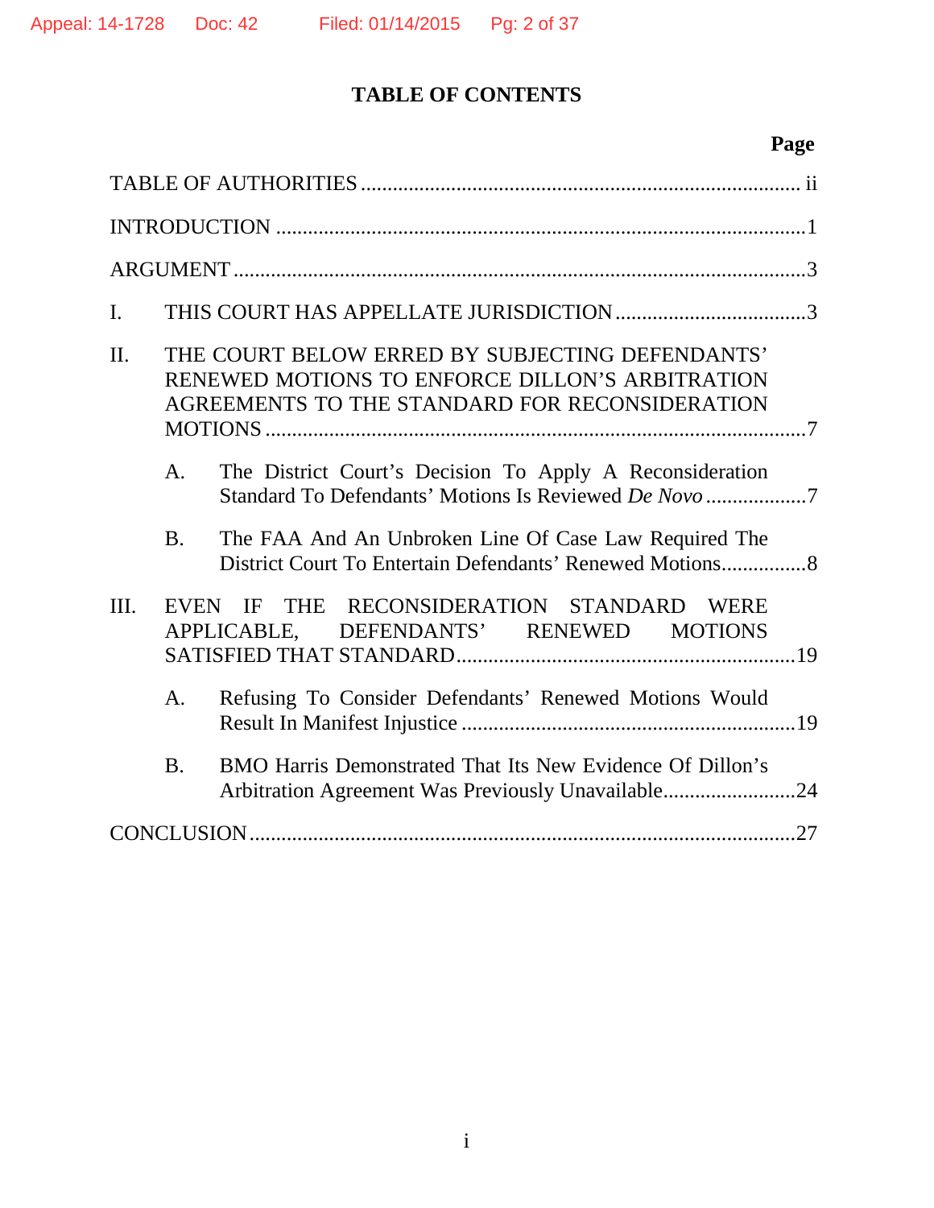# TABLE OF CONTENTS

| | Page |
|---|---|
| TABLE OF AUTHORITIES | ii |
| INTRODUCTION | 1 |
| ARGUMENT | 3 |
| I. THIS COURT HAS APPELLATE JURISDICTION | 3 |
| II. THE COURT BELOW ERRED BY SUBJECTING DEFENDANTS' RENEWED MOTIONS TO ENFORCE DILLON'S ARBITRATION AGREEMENTS TO THE STANDARD FOR RECONSIDERATION MOTIONS | 7 |
| A. The District Court's Decision To Apply A Reconsideration Standard To Defendants' Motions Is Reviewed *De Novo* | 7 |
| B. The FAA And An Unbroken Line Of Case Law Required The District Court To Entertain Defendants' Renewed Motions | 8 |
| III. EVEN IF THE RECONSIDERATION STANDARD WERE APPLICABLE, DEFENDANTS' RENEWED MOTIONS SATISFIED THAT STANDARD | 19 |
| A. Refusing To Consider Defendants' Renewed Motions Would Result In Manifest Injustice | 19 |
| B. BMO Harris Demonstrated That Its New Evidence Of Dillon's Arbitration Agreement Was Previously Unavailable | 24 |
| CONCLUSION | 27 |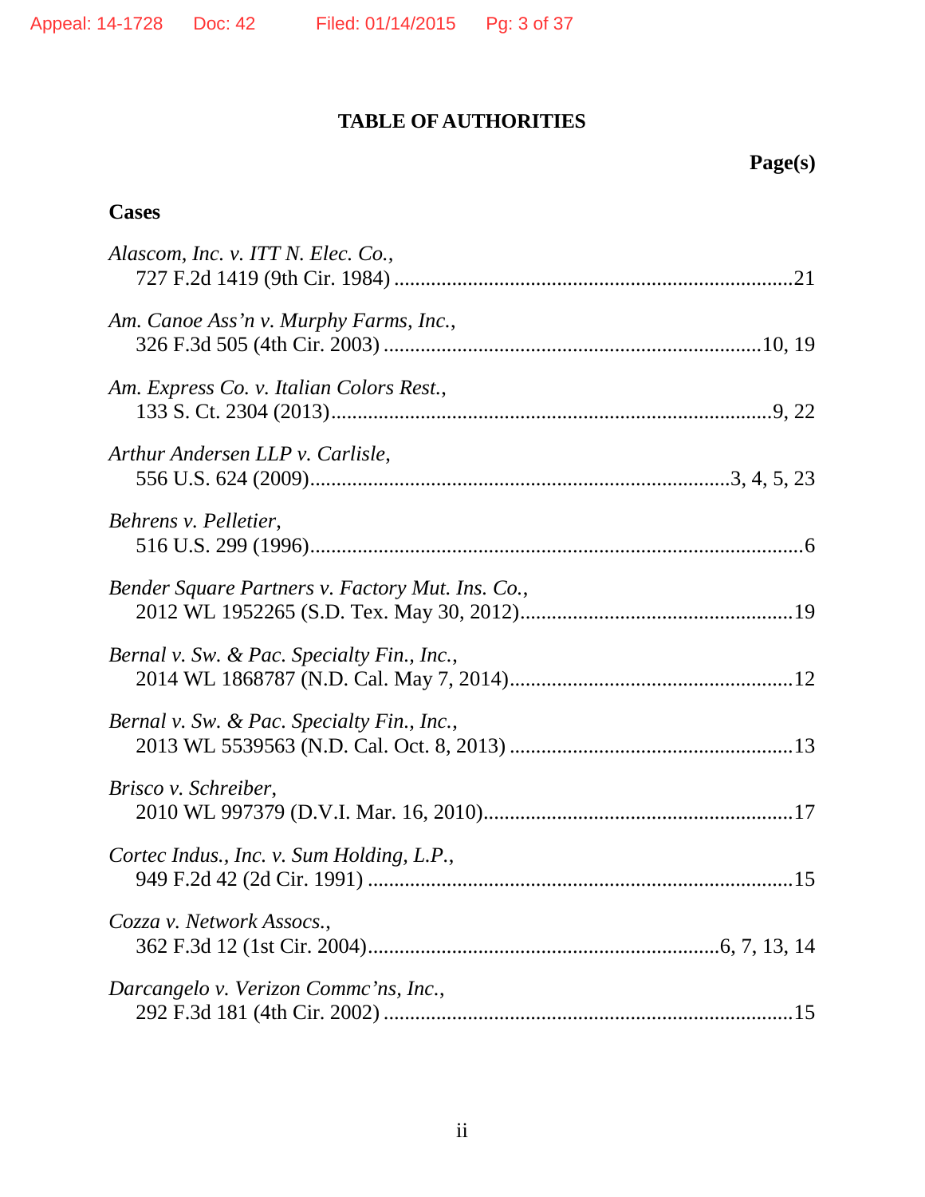## TABLE OF AUTHORITIES

**Page(s)**

**Cases**

*Alascom, Inc. v. ITT N. Elec. Co.*,
727 F.2d 1419 (9th Cir. 1984) ......................................................................21

*Am. Canoe Ass'n v. Murphy Farms, Inc.*,
326 F.3d 505 (4th Cir. 2003) ..................................................................10, 19

*Am. Express Co. v. Italian Colors Rest.*,
133 S. Ct. 2304 (2013)..................................................................................9, 22

*Arthur Andersen LLP v. Carlisle*,
556 U.S. 624 (2009)..........................................................................3, 4, 5, 23

*Behrens v. Pelletier*,
516 U.S. 299 (1996)..........................................................................................6

*Bender Square Partners v. Factory Mut. Ins. Co.*,
2012 WL 1952265 (S.D. Tex. May 30, 2012).................................................19

*Bernal v. Sw. & Pac. Specialty Fin., Inc.*,
2014 WL 1868787 (N.D. Cal. May 7, 2014)...................................................12

*Bernal v. Sw. & Pac. Specialty Fin., Inc.*,
2013 WL 5539563 (N.D. Cal. Oct. 8, 2013) ...................................................13

*Brisco v. Schreiber*,
2010 WL 997379 (D.V.I. Mar. 16, 2010)........................................................17

*Cortec Indus., Inc. v. Sum Holding, L.P.*,
949 F.2d 42 (2d Cir. 1991) ..............................................................................15

*Cozza v. Network Assocs.*,
362 F.3d 12 (1st Cir. 2004)..............................................................6, 7, 13, 14

*Darcangelo v. Verizon Commc'ns, Inc.*,
292 F.3d 181 (4th Cir. 2002) ..........................................................................15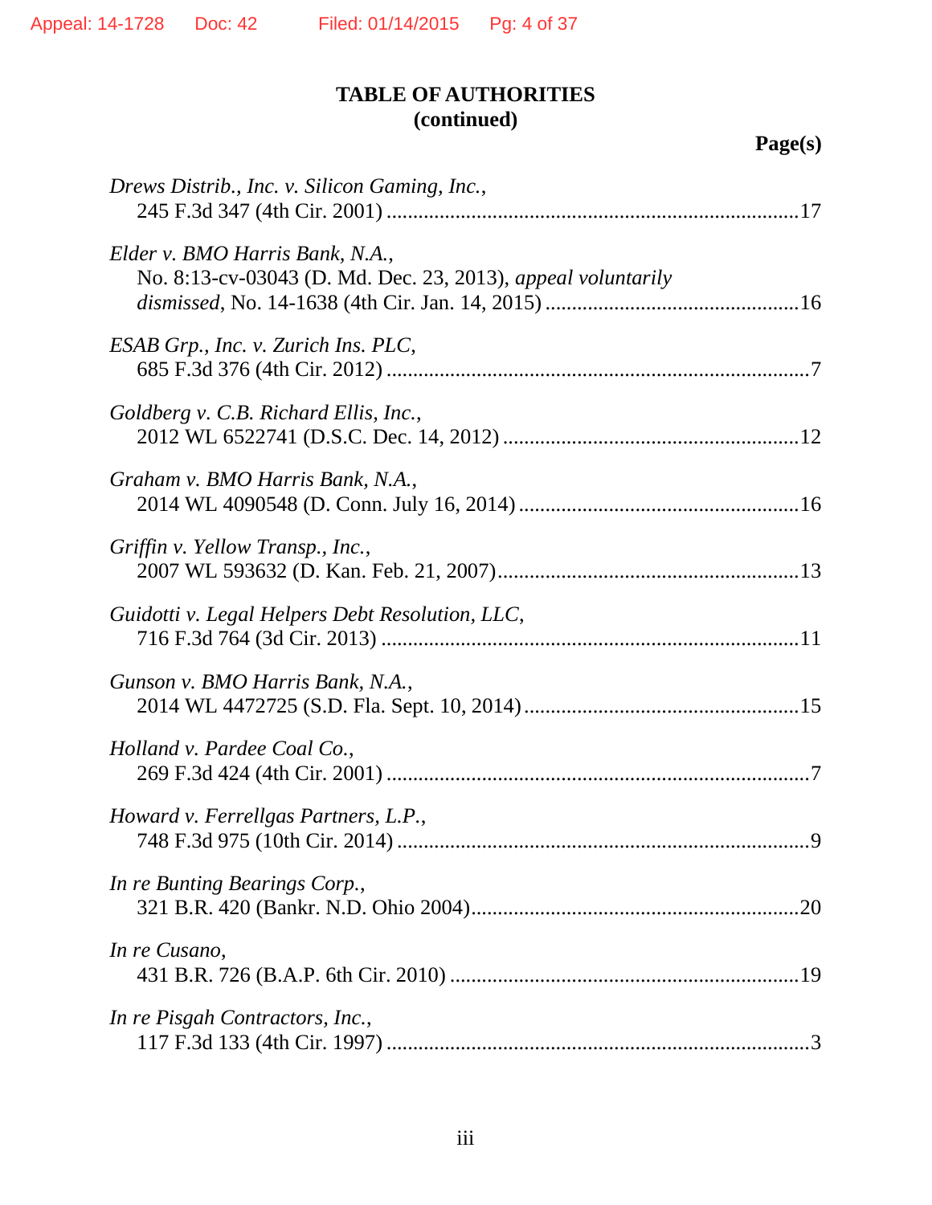# TABLE OF AUTHORITIES
## (continued)

**Page(s)**

*Drews Distrib., Inc. v. Silicon Gaming, Inc.*,
245 F.3d 347 (4th Cir. 2001) ....................................................................17

*Elder v. BMO Harris Bank, N.A.*,
No. 8:13-cv-03043 (D. Md. Dec. 23, 2013), *appeal voluntarily dismissed*, No. 14-1638 (4th Cir. Jan. 14, 2015) ......................................16

*ESAB Grp., Inc. v. Zurich Ins. PLC*,
685 F.3d 376 (4th Cir. 2012) ....................................................................7

*Goldberg v. C.B. Richard Ellis, Inc.*,
2012 WL 6522741 (D.S.C. Dec. 14, 2012) ..............................................12

*Graham v. BMO Harris Bank, N.A.*,
2014 WL 4090548 (D. Conn. July 16, 2014) ............................................16

*Griffin v. Yellow Transp., Inc.*,
2007 WL 593632 (D. Kan. Feb. 21, 2007)................................................13

*Guidotti v. Legal Helpers Debt Resolution, LLC*,
716 F.3d 764 (3d Cir. 2013) ....................................................................11

*Gunson v. BMO Harris Bank, N.A.*,
2014 WL 4472725 (S.D. Fla. Sept. 10, 2014) ...........................................15

*Holland v. Pardee Coal Co.*,
269 F.3d 424 (4th Cir. 2001) ....................................................................7

*Howard v. Ferrellgas Partners, L.P.*,
748 F.3d 975 (10th Cir. 2014) ..................................................................9

*In re Bunting Bearings Corp.*,
321 B.R. 420 (Bankr. N.D. Ohio 2004).....................................................20

*In re Cusano*,
431 B.R. 726 (B.A.P. 6th Cir. 2010) .........................................................19

*In re Pisgah Contractors, Inc.*,
117 F.3d 133 (4th Cir. 1997) ....................................................................3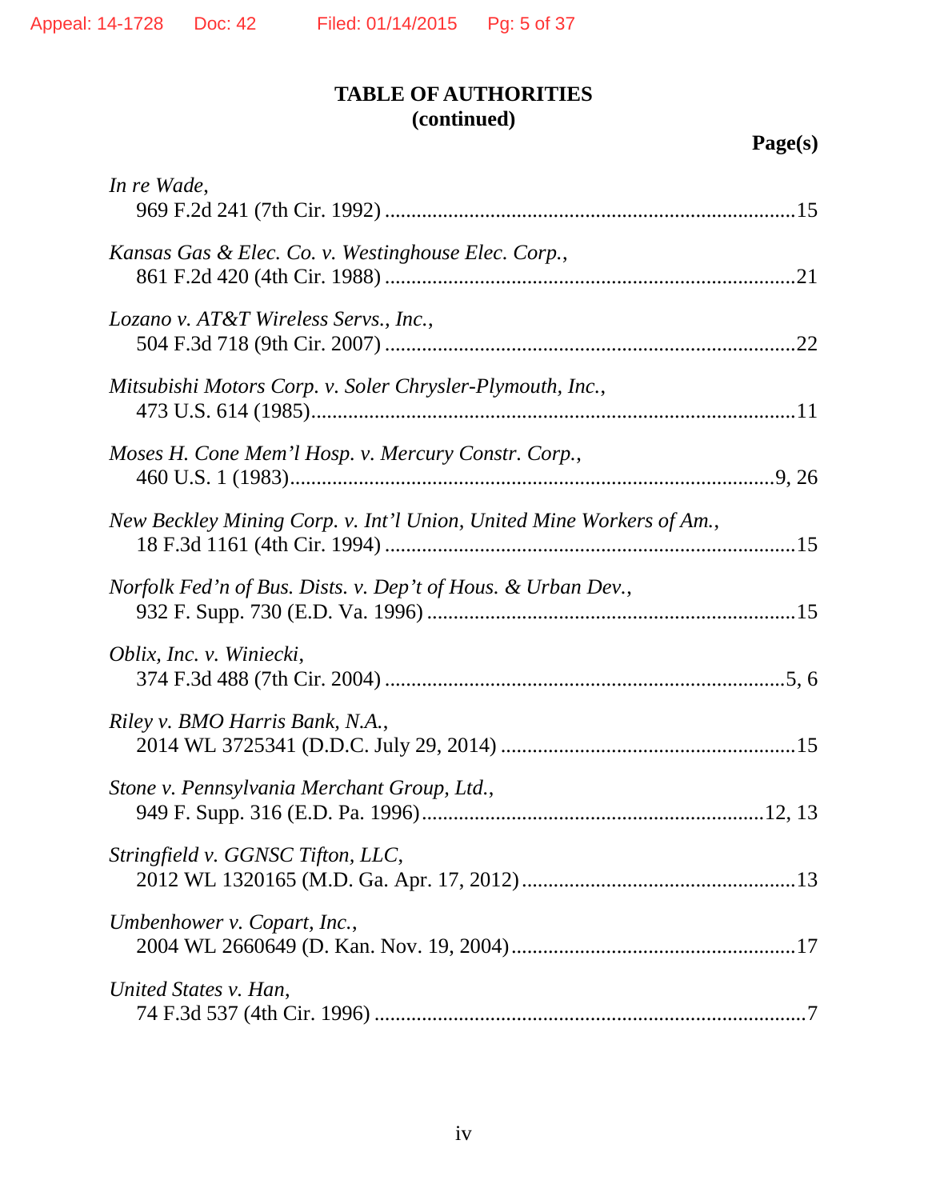# TABLE OF AUTHORITIES
## (continued)

**Page(s)**

*In re Wade*,
969 F.2d 241 (7th Cir. 1992) ............................................................................15

*Kansas Gas & Elec. Co. v. Westinghouse Elec. Corp.*,
861 F.2d 420 (4th Cir. 1988) ............................................................................21

*Lozano v. AT&T Wireless Servs., Inc.*,
504 F.3d 718 (9th Cir. 2007) ............................................................................22

*Mitsubishi Motors Corp. v. Soler Chrysler-Plymouth, Inc.*,
473 U.S. 614 (1985)..........................................................................................11

*Moses H. Cone Mem'l Hosp. v. Mercury Constr. Corp.*,
460 U.S. 1 (1983)...........................................................................................9, 26

*New Beckley Mining Corp. v. Int'l Union, United Mine Workers of Am.*,
18 F.3d 1161 (4th Cir. 1994) ............................................................................15

*Norfolk Fed'n of Bus. Dists. v. Dep't of Hous. & Urban Dev.*,
932 F. Supp. 730 (E.D. Va. 1996) ....................................................................15

*Oblix, Inc. v. Winiecki*,
374 F.3d 488 (7th Cir. 2004) ..........................................................................5, 6

*Riley v. BMO Harris Bank, N.A.*,
2014 WL 3725341 (D.D.C. July 29, 2014) .......................................................15

*Stone v. Pennsylvania Merchant Group, Ltd.*,
949 F. Supp. 316 (E.D. Pa. 1996)................................................................12, 13

*Stringfield v. GGNSC Tifton, LLC*,
2012 WL 1320165 (M.D. Ga. Apr. 17, 2012)...................................................13

*Umbenhower v. Copart, Inc.*,
2004 WL 2660649 (D. Kan. Nov. 19, 2004).....................................................17

*United States v. Han*,
74 F.3d 537 (4th Cir. 1996) ................................................................................7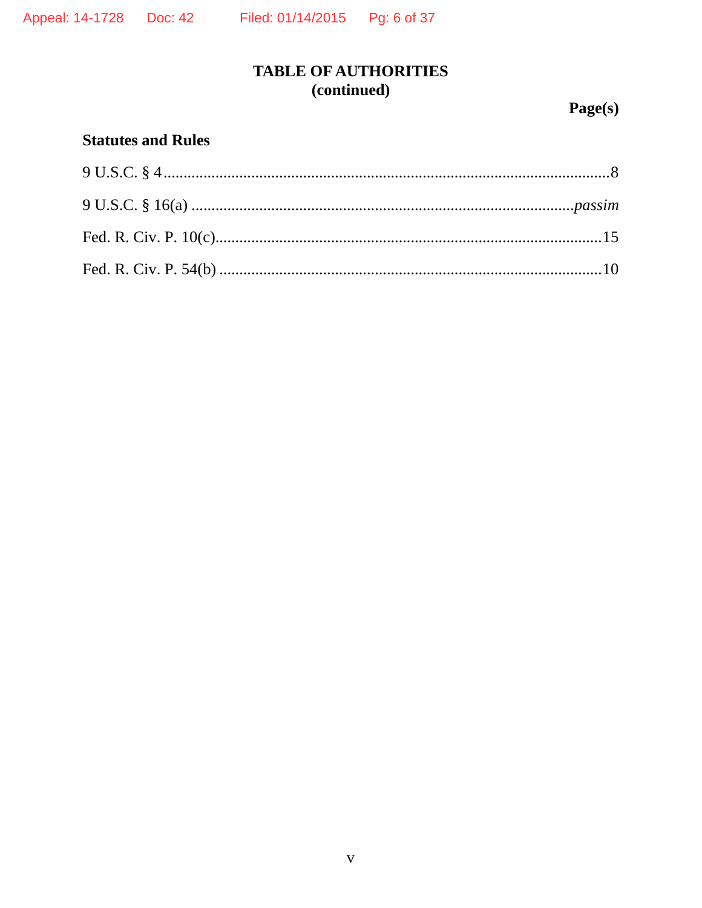# TABLE OF AUTHORITIES
## (continued)

**Page(s)**

**Statutes and Rules**

9 U.S.C. § 4 ......................................................................................................8

9 U.S.C. § 16(a) ..........................................................................................*passim*

Fed. R. Civ. P. 10(c)........................................................................................15

Fed. R. Civ. P. 54(b) .......................................................................................10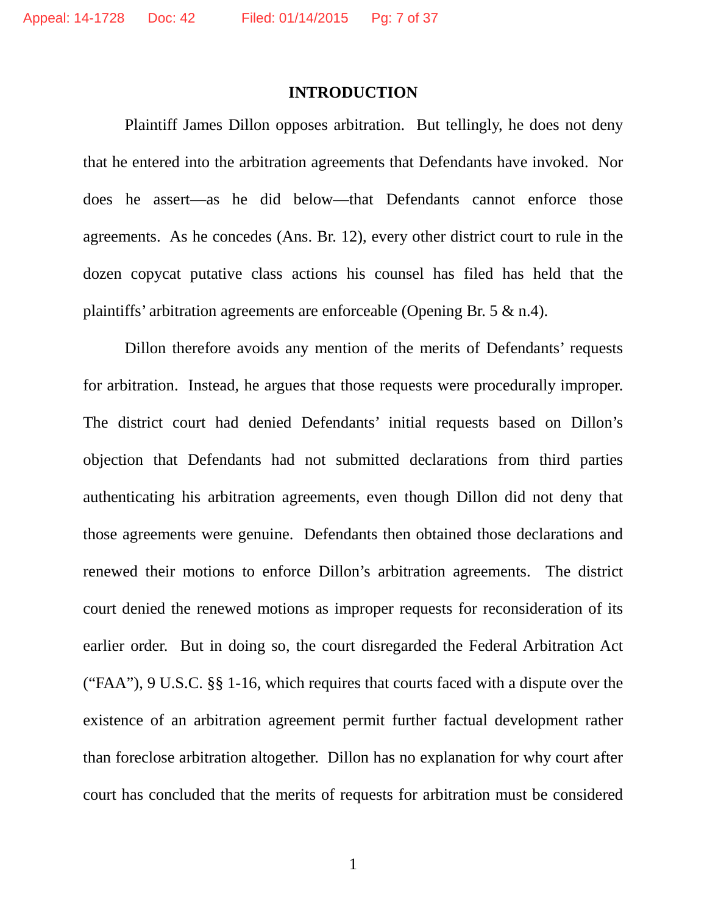# INTRODUCTION

Plaintiff James Dillon opposes arbitration. But tellingly, he does not deny that he entered into the arbitration agreements that Defendants have invoked. Nor does he assert—as he did below—that Defendants cannot enforce those agreements. As he concedes (Ans. Br. 12), every other district court to rule in the dozen copycat putative class actions his counsel has filed has held that the plaintiffs' arbitration agreements are enforceable (Opening Br. 5 & n.4).

Dillon therefore avoids any mention of the merits of Defendants' requests for arbitration. Instead, he argues that those requests were procedurally improper. The district court had denied Defendants' initial requests based on Dillon's objection that Defendants had not submitted declarations from third parties authenticating his arbitration agreements, even though Dillon did not deny that those agreements were genuine. Defendants then obtained those declarations and renewed their motions to enforce Dillon's arbitration agreements. The district court denied the renewed motions as improper requests for reconsideration of its earlier order. But in doing so, the court disregarded the Federal Arbitration Act ("FAA"), 9 U.S.C. §§ 1-16, which requires that courts faced with a dispute over the existence of an arbitration agreement permit further factual development rather than foreclose arbitration altogether. Dillon has no explanation for why court after court has concluded that the merits of requests for arbitration must be considered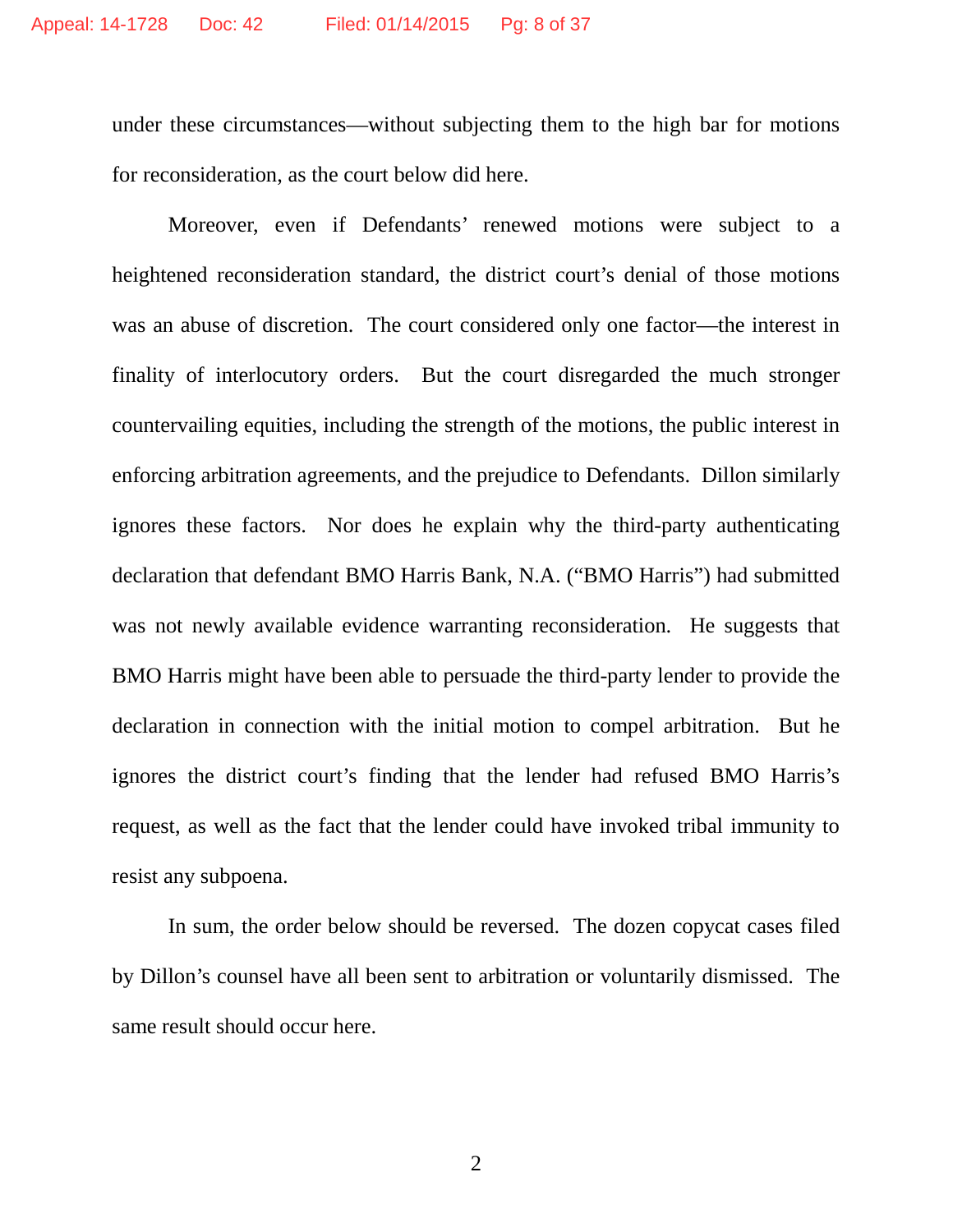under these circumstances—without subjecting them to the high bar for motions for reconsideration, as the court below did here.

Moreover, even if Defendants' renewed motions were subject to a heightened reconsideration standard, the district court's denial of those motions was an abuse of discretion. The court considered only one factor—the interest in finality of interlocutory orders. But the court disregarded the much stronger countervailing equities, including the strength of the motions, the public interest in enforcing arbitration agreements, and the prejudice to Defendants. Dillon similarly ignores these factors. Nor does he explain why the third-party authenticating declaration that defendant BMO Harris Bank, N.A. ("BMO Harris") had submitted was not newly available evidence warranting reconsideration. He suggests that BMO Harris might have been able to persuade the third-party lender to provide the declaration in connection with the initial motion to compel arbitration. But he ignores the district court's finding that the lender had refused BMO Harris's request, as well as the fact that the lender could have invoked tribal immunity to resist any subpoena.

In sum, the order below should be reversed. The dozen copycat cases filed by Dillon's counsel have all been sent to arbitration or voluntarily dismissed. The same result should occur here.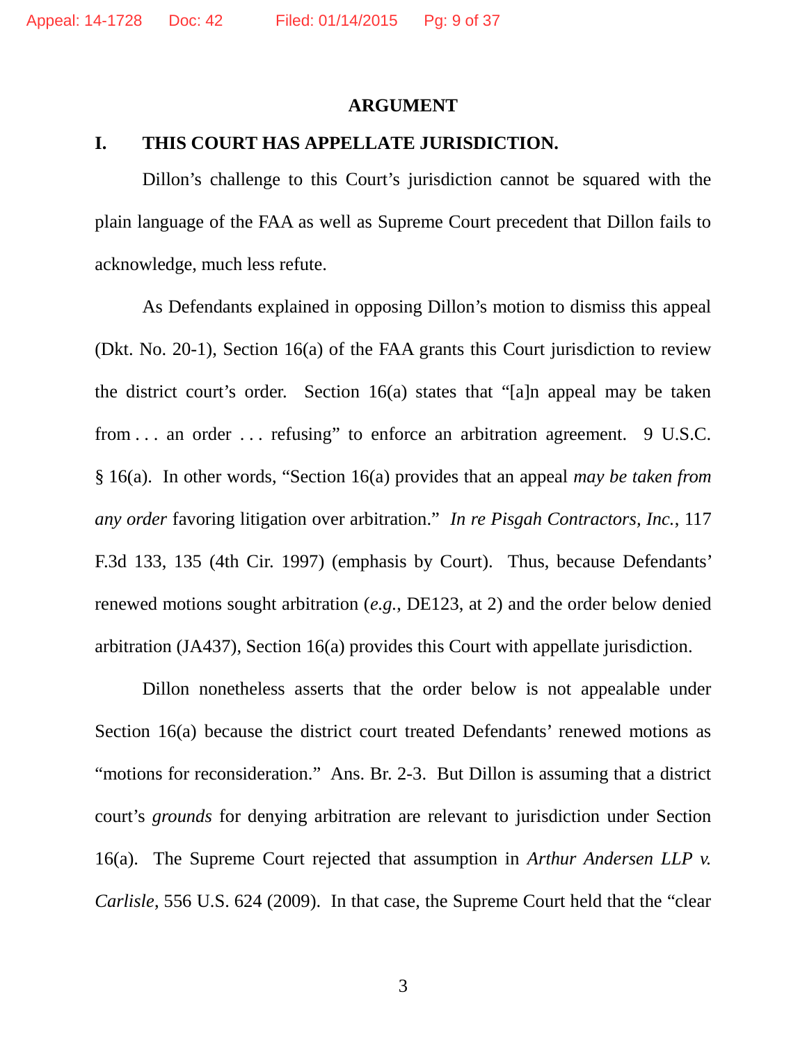## ARGUMENT

### I. THIS COURT HAS APPELLATE JURISDICTION.

Dillon's challenge to this Court's jurisdiction cannot be squared with the plain language of the FAA as well as Supreme Court precedent that Dillon fails to acknowledge, much less refute.

As Defendants explained in opposing Dillon's motion to dismiss this appeal (Dkt. No. 20-1), Section 16(a) of the FAA grants this Court jurisdiction to review the district court's order. Section 16(a) states that "[a]n appeal may be taken from . . . an order . . . refusing" to enforce an arbitration agreement. 9 U.S.C. § 16(a). In other words, "Section 16(a) provides that an appeal *may be taken from any order* favoring litigation over arbitration." *In re Pisgah Contractors, Inc.*, 117 F.3d 133, 135 (4th Cir. 1997) (emphasis by Court). Thus, because Defendants' renewed motions sought arbitration (*e.g.*, DE123, at 2) and the order below denied arbitration (JA437), Section 16(a) provides this Court with appellate jurisdiction.

Dillon nonetheless asserts that the order below is not appealable under Section 16(a) because the district court treated Defendants' renewed motions as "motions for reconsideration." Ans. Br. 2-3. But Dillon is assuming that a district court's *grounds* for denying arbitration are relevant to jurisdiction under Section 16(a). The Supreme Court rejected that assumption in *Arthur Andersen LLP v. Carlisle*, 556 U.S. 624 (2009). In that case, the Supreme Court held that the "clear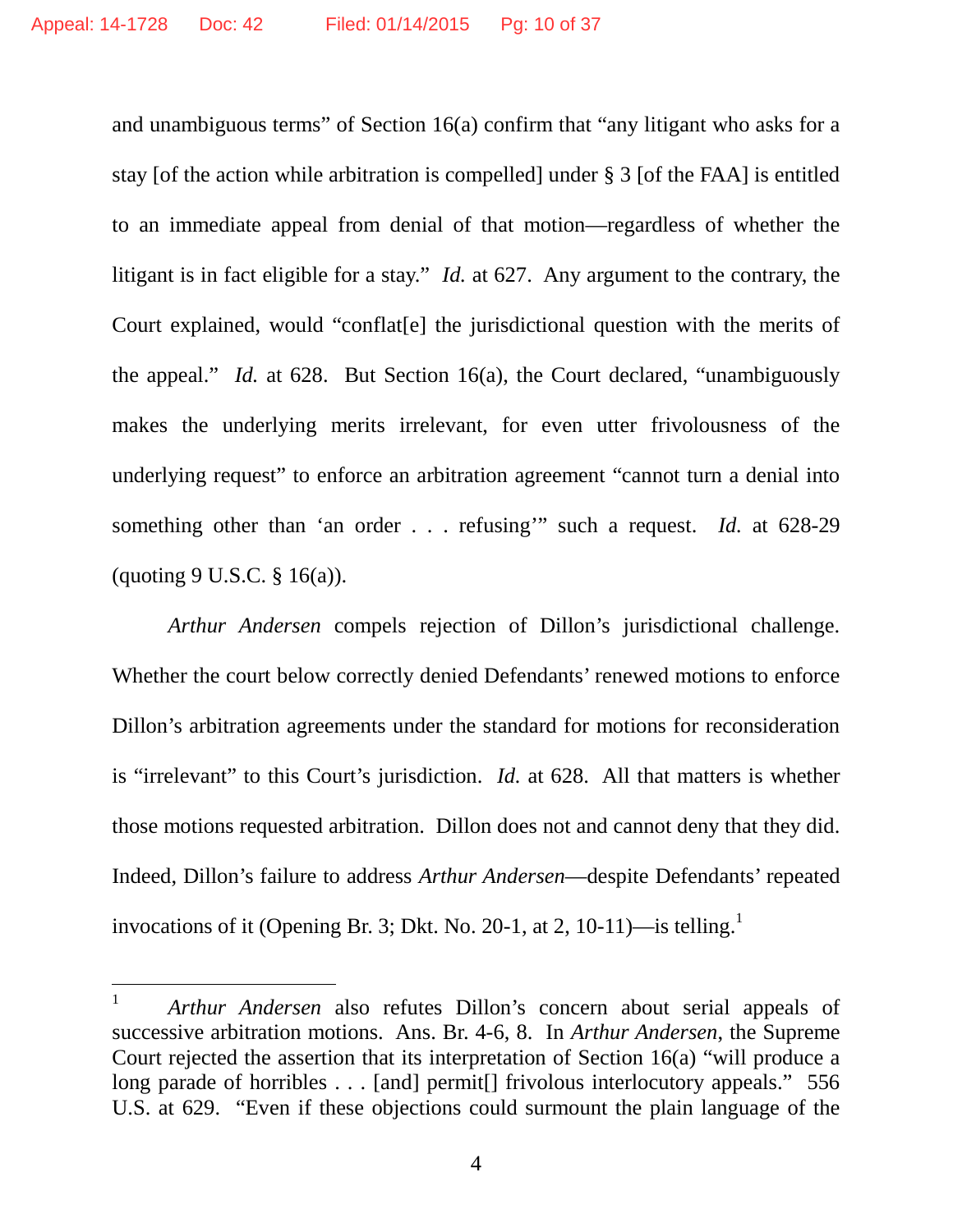and unambiguous terms" of Section 16(a) confirm that "any litigant who asks for a stay [of the action while arbitration is compelled] under § 3 [of the FAA] is entitled to an immediate appeal from denial of that motion—regardless of whether the litigant is in fact eligible for a stay." *Id.* at 627. Any argument to the contrary, the Court explained, would "conflat[e] the jurisdictional question with the merits of the appeal." *Id.* at 628. But Section 16(a), the Court declared, "unambiguously makes the underlying merits irrelevant, for even utter frivolousness of the underlying request" to enforce an arbitration agreement "cannot turn a denial into something other than 'an order . . . refusing'" such a request. *Id.* at 628-29 (quoting 9 U.S.C. § 16(a)).

*Arthur Andersen* compels rejection of Dillon's jurisdictional challenge. Whether the court below correctly denied Defendants' renewed motions to enforce Dillon's arbitration agreements under the standard for motions for reconsideration is "irrelevant" to this Court's jurisdiction. *Id.* at 628. All that matters is whether those motions requested arbitration. Dillon does not and cannot deny that they did. Indeed, Dillon's failure to address *Arthur Andersen*—despite Defendants' repeated invocations of it (Opening Br. 3; Dkt. No. 20-1, at 2, 10-11)—is telling.[1]

---

[1] *Arthur Andersen* also refutes Dillon's concern about serial appeals of successive arbitration motions. Ans. Br. 4-6, 8. In *Arthur Andersen*, the Supreme Court rejected the assertion that its interpretation of Section 16(a) "will produce a long parade of horribles . . . [and] permit[] frivolous interlocutory appeals." 556 U.S. at 629. "Even if these objections could surmount the plain language of the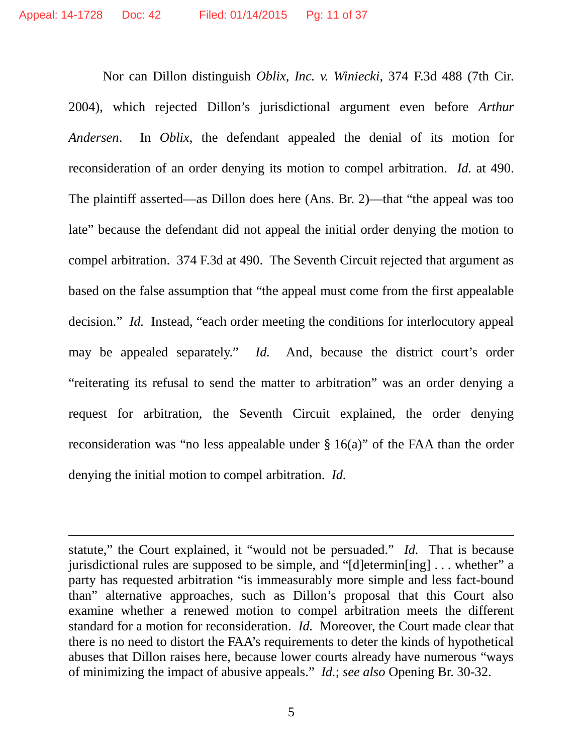Nor can Dillon distinguish *Oblix, Inc. v. Winiecki*, 374 F.3d 488 (7th Cir. 2004), which rejected Dillon's jurisdictional argument even before *Arthur Andersen*. In *Oblix*, the defendant appealed the denial of its motion for reconsideration of an order denying its motion to compel arbitration. *Id.* at 490. The plaintiff asserted—as Dillon does here (Ans. Br. 2)—that "the appeal was too late" because the defendant did not appeal the initial order denying the motion to compel arbitration. 374 F.3d at 490. The Seventh Circuit rejected that argument as based on the false assumption that "the appeal must come from the first appealable decision." *Id.* Instead, "each order meeting the conditions for interlocutory appeal may be appealed separately." *Id.* And, because the district court's order "reiterating its refusal to send the matter to arbitration" was an order denying a request for arbitration, the Seventh Circuit explained, the order denying reconsideration was "no less appealable under § 16(a)" of the FAA than the order denying the initial motion to compel arbitration. *Id.*

---

statute," the Court explained, it "would not be persuaded." *Id.* That is because jurisdictional rules are supposed to be simple, and "[d]etermin[ing] . . . whether" a party has requested arbitration "is immeasurably more simple and less fact-bound than" alternative approaches, such as Dillon's proposal that this Court also examine whether a renewed motion to compel arbitration meets the different standard for a motion for reconsideration. *Id.* Moreover, the Court made clear that there is no need to distort the FAA's requirements to deter the kinds of hypothetical abuses that Dillon raises here, because lower courts already have numerous "ways of minimizing the impact of abusive appeals." *Id.*; *see also* Opening Br. 30-32.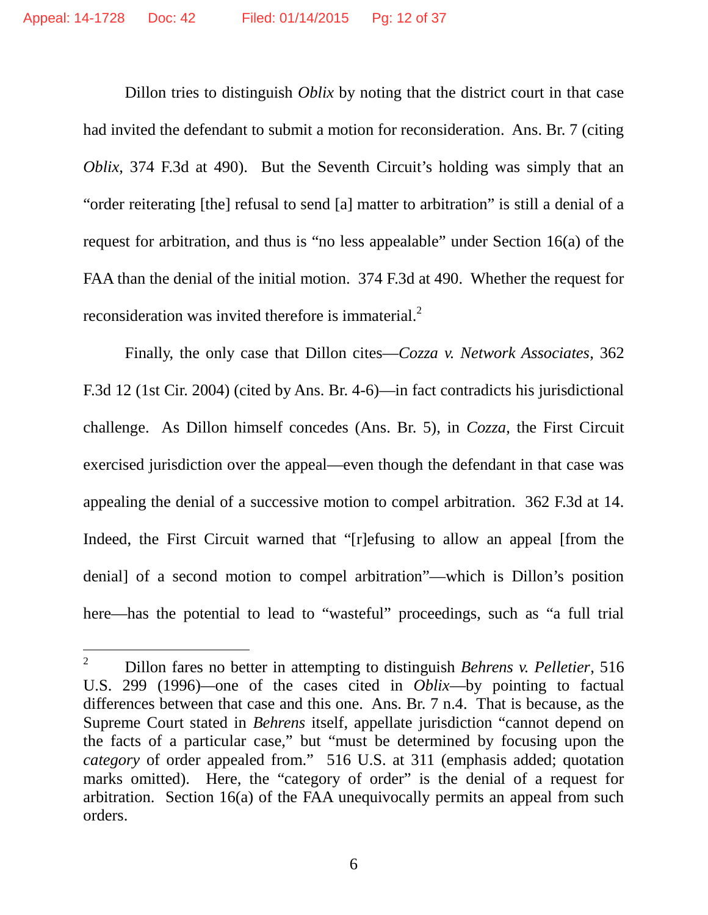Dillon tries to distinguish *Oblix* by noting that the district court in that case had invited the defendant to submit a motion for reconsideration. Ans. Br. 7 (citing *Oblix*, 374 F.3d at 490). But the Seventh Circuit's holding was simply that an "order reiterating [the] refusal to send [a] matter to arbitration" is still a denial of a request for arbitration, and thus is "no less appealable" under Section 16(a) of the FAA than the denial of the initial motion. 374 F.3d at 490. Whether the request for reconsideration was invited therefore is immaterial.[2]

Finally, the only case that Dillon cites—*Cozza v. Network Associates*, 362 F.3d 12 (1st Cir. 2004) (cited by Ans. Br. 4-6)—in fact contradicts his jurisdictional challenge. As Dillon himself concedes (Ans. Br. 5), in *Cozza*, the First Circuit exercised jurisdiction over the appeal—even though the defendant in that case was appealing the denial of a successive motion to compel arbitration. 362 F.3d at 14. Indeed, the First Circuit warned that "[r]efusing to allow an appeal [from the denial] of a second motion to compel arbitration"—which is Dillon's position here—has the potential to lead to "wasteful" proceedings, such as "a full trial

---

[2] Dillon fares no better in attempting to distinguish *Behrens v. Pelletier*, 516 U.S. 299 (1996)—one of the cases cited in *Oblix*—by pointing to factual differences between that case and this one. Ans. Br. 7 n.4. That is because, as the Supreme Court stated in *Behrens* itself, appellate jurisdiction "cannot depend on the facts of a particular case," but "must be determined by focusing upon the *category* of order appealed from." 516 U.S. at 311 (emphasis added; quotation marks omitted). Here, the "category of order" is the denial of a request for arbitration. Section 16(a) of the FAA unequivocally permits an appeal from such orders.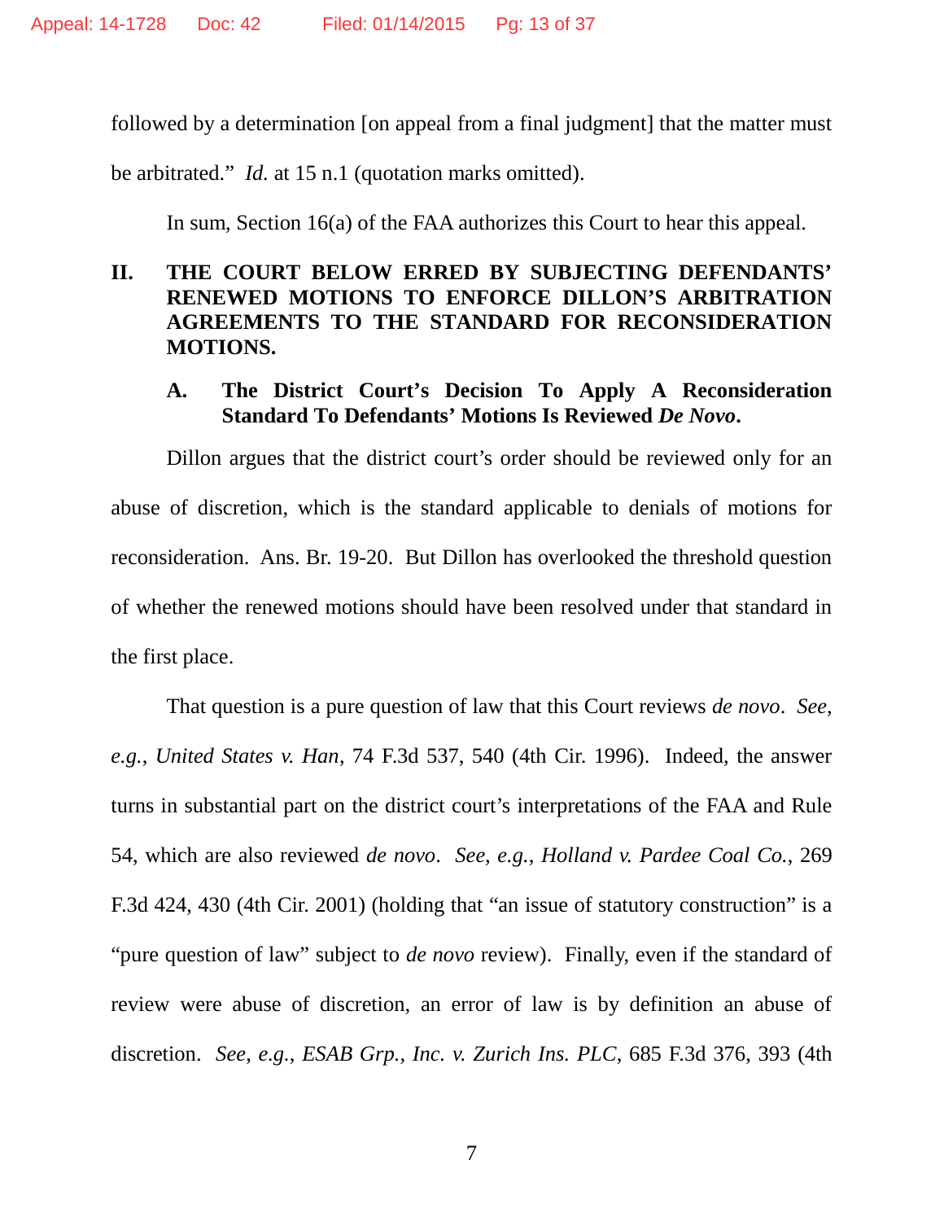followed by a determination [on appeal from a final judgment] that the matter must be arbitrated." *Id.* at 15 n.1 (quotation marks omitted).

In sum, Section 16(a) of the FAA authorizes this Court to hear this appeal.

## II. THE COURT BELOW ERRED BY SUBJECTING DEFENDANTS' RENEWED MOTIONS TO ENFORCE DILLON'S ARBITRATION AGREEMENTS TO THE STANDARD FOR RECONSIDERATION MOTIONS.

### A. The District Court's Decision To Apply A Reconsideration Standard To Defendants' Motions Is Reviewed *De Novo*.

Dillon argues that the district court's order should be reviewed only for an abuse of discretion, which is the standard applicable to denials of motions for reconsideration. Ans. Br. 19-20. But Dillon has overlooked the threshold question of whether the renewed motions should have been resolved under that standard in the first place.

That question is a pure question of law that this Court reviews *de novo*. *See*, *e.g.*, *United States v. Han*, 74 F.3d 537, 540 (4th Cir. 1996). Indeed, the answer turns in substantial part on the district court's interpretations of the FAA and Rule 54, which are also reviewed *de novo*. *See*, *e.g.*, *Holland v. Pardee Coal Co.*, 269 F.3d 424, 430 (4th Cir. 2001) (holding that "an issue of statutory construction" is a "pure question of law" subject to *de novo* review). Finally, even if the standard of review were abuse of discretion, an error of law is by definition an abuse of discretion. *See*, *e.g.*, *ESAB Grp., Inc. v. Zurich Ins. PLC*, 685 F.3d 376, 393 (4th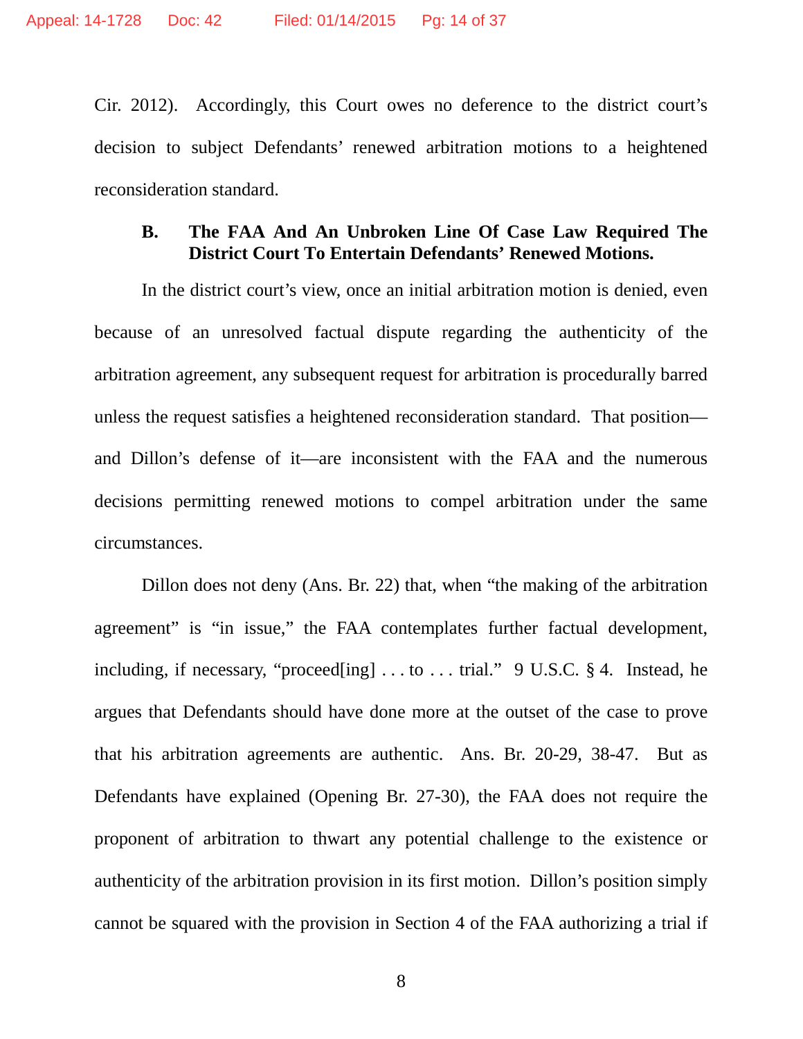Cir. 2012). Accordingly, this Court owes no deference to the district court's decision to subject Defendants' renewed arbitration motions to a heightened reconsideration standard.

### B. The FAA And An Unbroken Line Of Case Law Required The District Court To Entertain Defendants' Renewed Motions.

In the district court's view, once an initial arbitration motion is denied, even because of an unresolved factual dispute regarding the authenticity of the arbitration agreement, any subsequent request for arbitration is procedurally barred unless the request satisfies a heightened reconsideration standard. That position—and Dillon's defense of it—are inconsistent with the FAA and the numerous decisions permitting renewed motions to compel arbitration under the same circumstances.

Dillon does not deny (Ans. Br. 22) that, when "the making of the arbitration agreement" is "in issue," the FAA contemplates further factual development, including, if necessary, "proceed[ing] . . . to . . . trial." 9 U.S.C. § 4. Instead, he argues that Defendants should have done more at the outset of the case to prove that his arbitration agreements are authentic. Ans. Br. 20-29, 38-47. But as Defendants have explained (Opening Br. 27-30), the FAA does not require the proponent of arbitration to thwart any potential challenge to the existence or authenticity of the arbitration provision in its first motion. Dillon's position simply cannot be squared with the provision in Section 4 of the FAA authorizing a trial if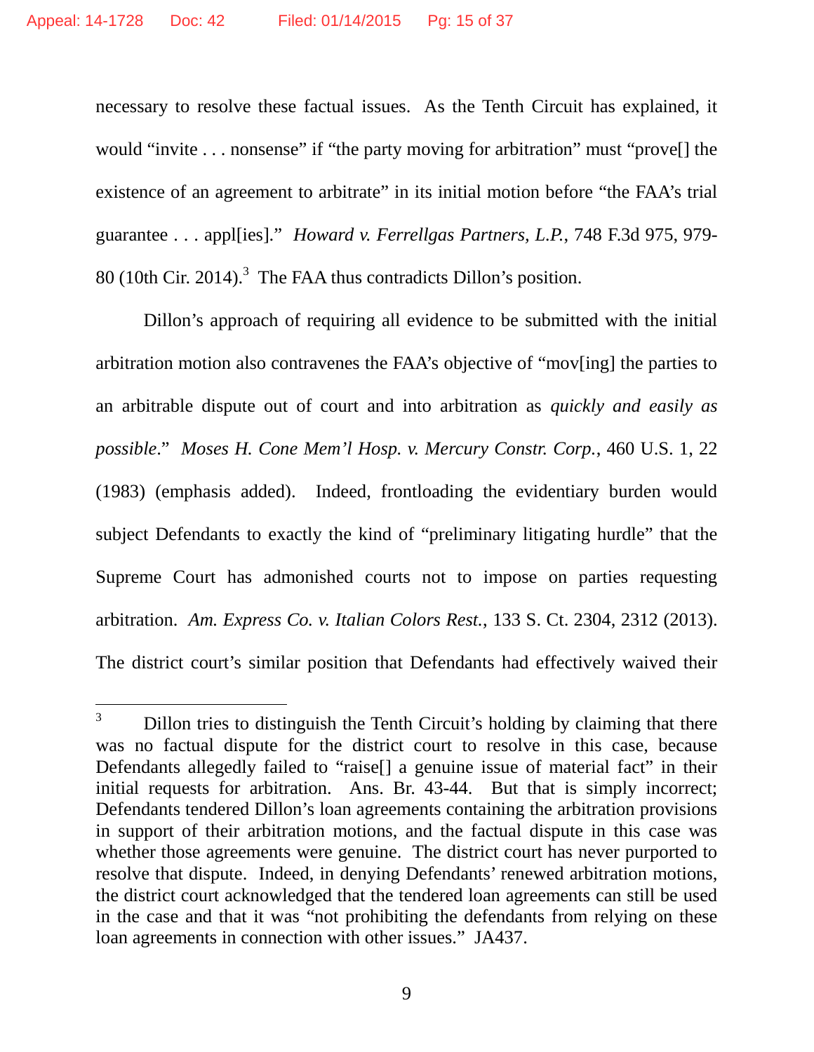necessary to resolve these factual issues. As the Tenth Circuit has explained, it would "invite . . . nonsense" if "the party moving for arbitration" must "prove[] the existence of an agreement to arbitrate" in its initial motion before "the FAA's trial guarantee . . . appl[ies]." *Howard v. Ferrellgas Partners, L.P.*, 748 F.3d 975, 979-80 (10th Cir. 2014).[3] The FAA thus contradicts Dillon's position.

Dillon's approach of requiring all evidence to be submitted with the initial arbitration motion also contravenes the FAA's objective of "mov[ing] the parties to an arbitrable dispute out of court and into arbitration as *quickly and easily as possible*." *Moses H. Cone Mem'l Hosp. v. Mercury Constr. Corp.*, 460 U.S. 1, 22 (1983) (emphasis added). Indeed, frontloading the evidentiary burden would subject Defendants to exactly the kind of "preliminary litigating hurdle" that the Supreme Court has admonished courts not to impose on parties requesting arbitration. *Am. Express Co. v. Italian Colors Rest.*, 133 S. Ct. 2304, 2312 (2013). The district court's similar position that Defendants had effectively waived their

---

[3] Dillon tries to distinguish the Tenth Circuit's holding by claiming that there was no factual dispute for the district court to resolve in this case, because Defendants allegedly failed to "raise[] a genuine issue of material fact" in their initial requests for arbitration. Ans. Br. 43-44. But that is simply incorrect; Defendants tendered Dillon's loan agreements containing the arbitration provisions in support of their arbitration motions, and the factual dispute in this case was whether those agreements were genuine. The district court has never purported to resolve that dispute. Indeed, in denying Defendants' renewed arbitration motions, the district court acknowledged that the tendered loan agreements can still be used in the case and that it was "not prohibiting the defendants from relying on these loan agreements in connection with other issues." JA437.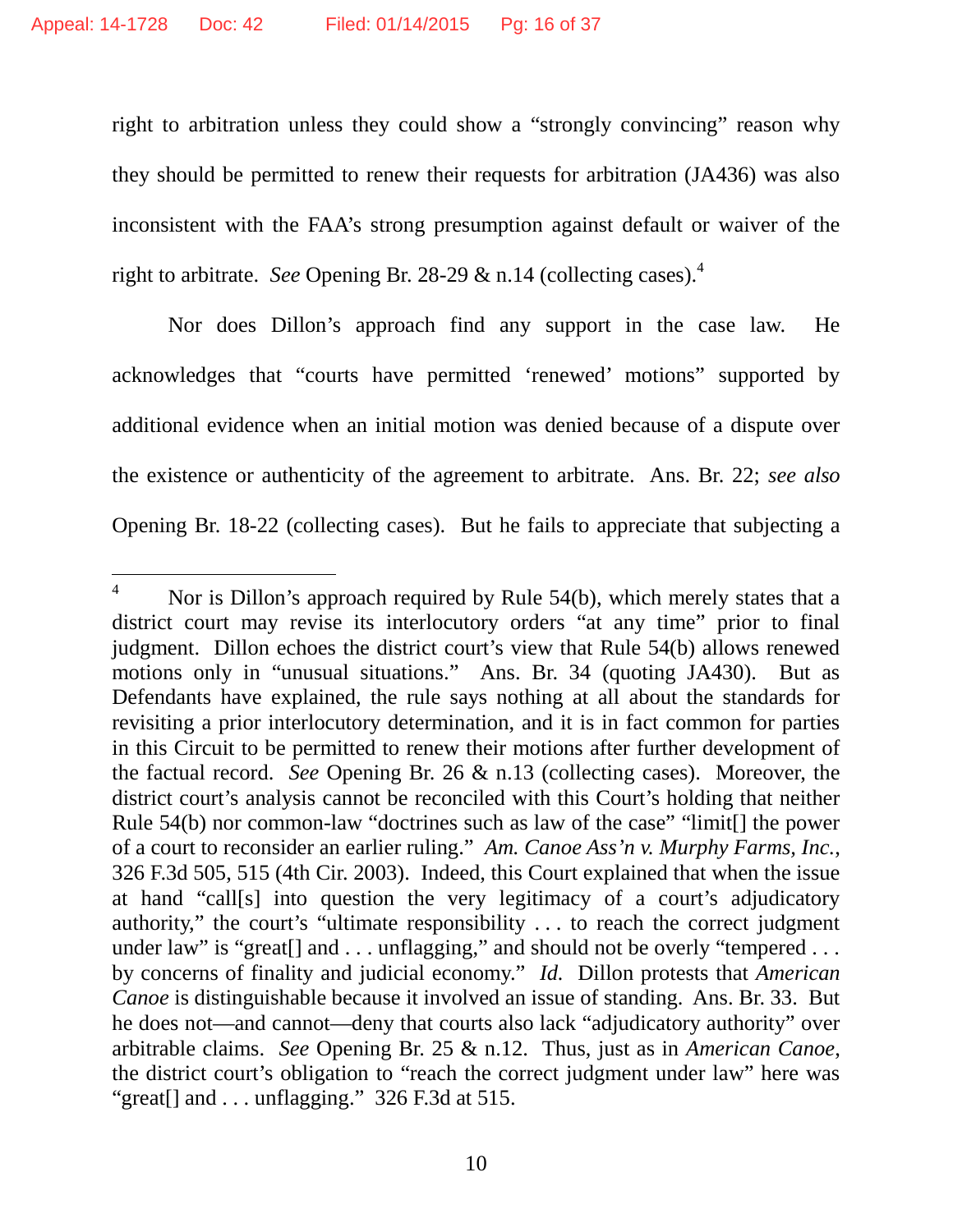right to arbitration unless they could show a "strongly convincing" reason why they should be permitted to renew their requests for arbitration (JA436) was also inconsistent with the FAA's strong presumption against default or waiver of the right to arbitrate. *See* Opening Br. 28-29 & n.14 (collecting cases).[4]

Nor does Dillon's approach find any support in the case law. He acknowledges that "courts have permitted 'renewed' motions" supported by additional evidence when an initial motion was denied because of a dispute over the existence or authenticity of the agreement to arbitrate. Ans. Br. 22; *see also* Opening Br. 18-22 (collecting cases). But he fails to appreciate that subjecting a

---

[4] Nor is Dillon's approach required by Rule 54(b), which merely states that a district court may revise its interlocutory orders "at any time" prior to final judgment. Dillon echoes the district court's view that Rule 54(b) allows renewed motions only in "unusual situations." Ans. Br. 34 (quoting JA430). But as Defendants have explained, the rule says nothing at all about the standards for revisiting a prior interlocutory determination, and it is in fact common for parties in this Circuit to be permitted to renew their motions after further development of the factual record. *See* Opening Br. 26 & n.13 (collecting cases). Moreover, the district court's analysis cannot be reconciled with this Court's holding that neither Rule 54(b) nor common-law "doctrines such as law of the case" "limit[] the power of a court to reconsider an earlier ruling." *Am. Canoe Ass'n v. Murphy Farms, Inc.*, 326 F.3d 505, 515 (4th Cir. 2003). Indeed, this Court explained that when the issue at hand "call[s] into question the very legitimacy of a court's adjudicatory authority," the court's "ultimate responsibility . . . to reach the correct judgment under law" is "great[] and . . . unflagging," and should not be overly "tempered . . . by concerns of finality and judicial economy." *Id.* Dillon protests that *American Canoe* is distinguishable because it involved an issue of standing. Ans. Br. 33. But he does not—and cannot—deny that courts also lack "adjudicatory authority" over arbitrable claims. *See* Opening Br. 25 & n.12. Thus, just as in *American Canoe*, the district court's obligation to "reach the correct judgment under law" here was "great[] and . . . unflagging." 326 F.3d at 515.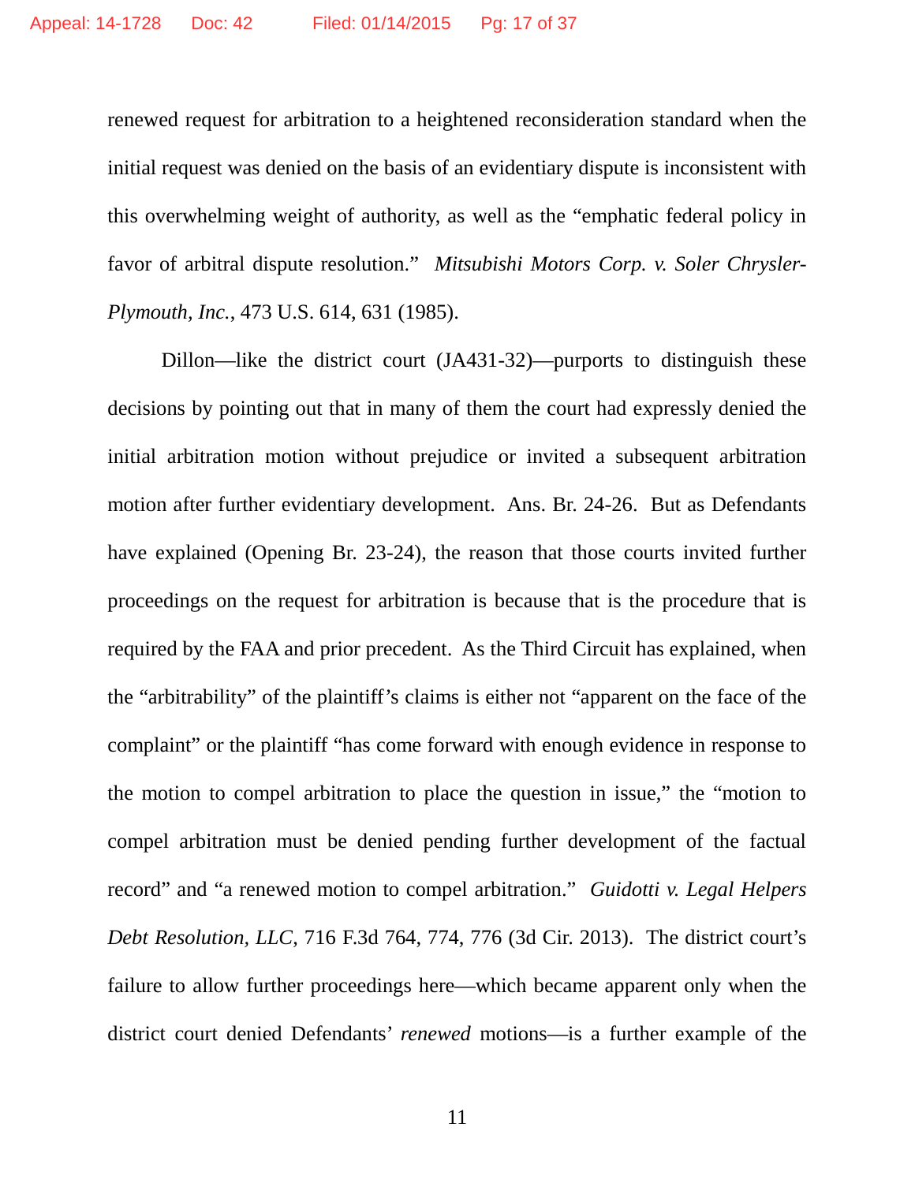renewed request for arbitration to a heightened reconsideration standard when the initial request was denied on the basis of an evidentiary dispute is inconsistent with this overwhelming weight of authority, as well as the "emphatic federal policy in favor of arbitral dispute resolution." *Mitsubishi Motors Corp. v. Soler Chrysler-Plymouth, Inc.*, 473 U.S. 614, 631 (1985).

Dillon—like the district court (JA431-32)—purports to distinguish these decisions by pointing out that in many of them the court had expressly denied the initial arbitration motion without prejudice or invited a subsequent arbitration motion after further evidentiary development. Ans. Br. 24-26. But as Defendants have explained (Opening Br. 23-24), the reason that those courts invited further proceedings on the request for arbitration is because that is the procedure that is required by the FAA and prior precedent. As the Third Circuit has explained, when the "arbitrability" of the plaintiff's claims is either not "apparent on the face of the complaint" or the plaintiff "has come forward with enough evidence in response to the motion to compel arbitration to place the question in issue," the "motion to compel arbitration must be denied pending further development of the factual record" and "a renewed motion to compel arbitration." *Guidotti v. Legal Helpers Debt Resolution, LLC*, 716 F.3d 764, 774, 776 (3d Cir. 2013). The district court's failure to allow further proceedings here—which became apparent only when the district court denied Defendants' *renewed* motions—is a further example of the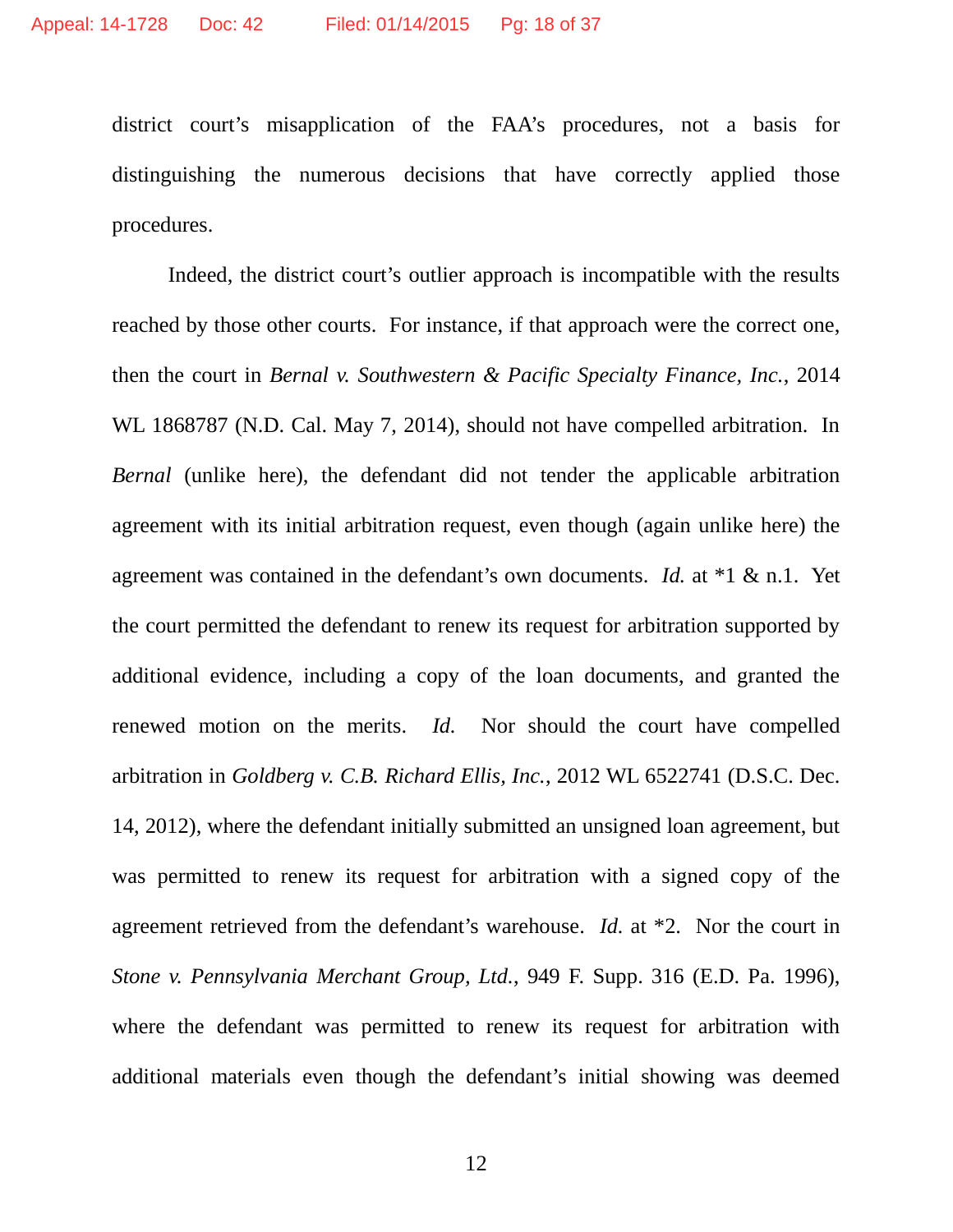district court's misapplication of the FAA's procedures, not a basis for distinguishing the numerous decisions that have correctly applied those procedures.

Indeed, the district court's outlier approach is incompatible with the results reached by those other courts. For instance, if that approach were the correct one, then the court in *Bernal v. Southwestern & Pacific Specialty Finance, Inc.*, 2014 WL 1868787 (N.D. Cal. May 7, 2014), should not have compelled arbitration. In *Bernal* (unlike here), the defendant did not tender the applicable arbitration agreement with its initial arbitration request, even though (again unlike here) the agreement was contained in the defendant's own documents. *Id.* at *1 & n.1. Yet the court permitted the defendant to renew its request for arbitration supported by additional evidence, including a copy of the loan documents, and granted the renewed motion on the merits. *Id.* Nor should the court have compelled arbitration in *Goldberg v. C.B. Richard Ellis, Inc.*, 2012 WL 6522741 (D.S.C. Dec. 14, 2012), where the defendant initially submitted an unsigned loan agreement, but was permitted to renew its request for arbitration with a signed copy of the agreement retrieved from the defendant's warehouse. *Id.* at *2. Nor the court in *Stone v. Pennsylvania Merchant Group, Ltd.*, 949 F. Supp. 316 (E.D. Pa. 1996), where the defendant was permitted to renew its request for arbitration with additional materials even though the defendant's initial showing was deemed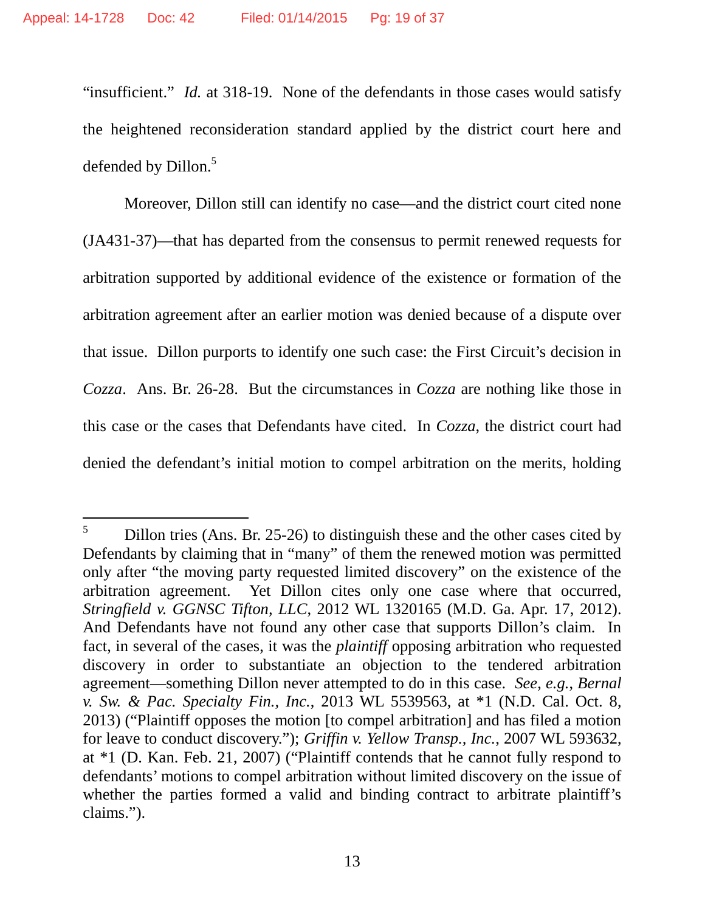"insufficient." *Id.* at 318-19. None of the defendants in those cases would satisfy the heightened reconsideration standard applied by the district court here and defended by Dillon.[5]

Moreover, Dillon still can identify no case—and the district court cited none (JA431-37)—that has departed from the consensus to permit renewed requests for arbitration supported by additional evidence of the existence or formation of the arbitration agreement after an earlier motion was denied because of a dispute over that issue. Dillon purports to identify one such case: the First Circuit's decision in *Cozza*. Ans. Br. 26-28. But the circumstances in *Cozza* are nothing like those in this case or the cases that Defendants have cited. In *Cozza*, the district court had denied the defendant's initial motion to compel arbitration on the merits, holding

---

[5] Dillon tries (Ans. Br. 25-26) to distinguish these and the other cases cited by Defendants by claiming that in "many" of them the renewed motion was permitted only after "the moving party requested limited discovery" on the existence of the arbitration agreement. Yet Dillon cites only one case where that occurred, *Stringfield v. GGNSC Tifton, LLC*, 2012 WL 1320165 (M.D. Ga. Apr. 17, 2012). And Defendants have not found any other case that supports Dillon's claim. In fact, in several of the cases, it was the *plaintiff* opposing arbitration who requested discovery in order to substantiate an objection to the tendered arbitration agreement—something Dillon never attempted to do in this case. *See, e.g.*, *Bernal v. Sw. & Pac. Specialty Fin., Inc.*, 2013 WL 5539563, at *1 (N.D. Cal. Oct. 8, 2013) ("Plaintiff opposes the motion [to compel arbitration] and has filed a motion for leave to conduct discovery."); *Griffin v. Yellow Transp., Inc.*, 2007 WL 593632, at *1 (D. Kan. Feb. 21, 2007) ("Plaintiff contends that he cannot fully respond to defendants' motions to compel arbitration without limited discovery on the issue of whether the parties formed a valid and binding contract to arbitrate plaintiff's claims.").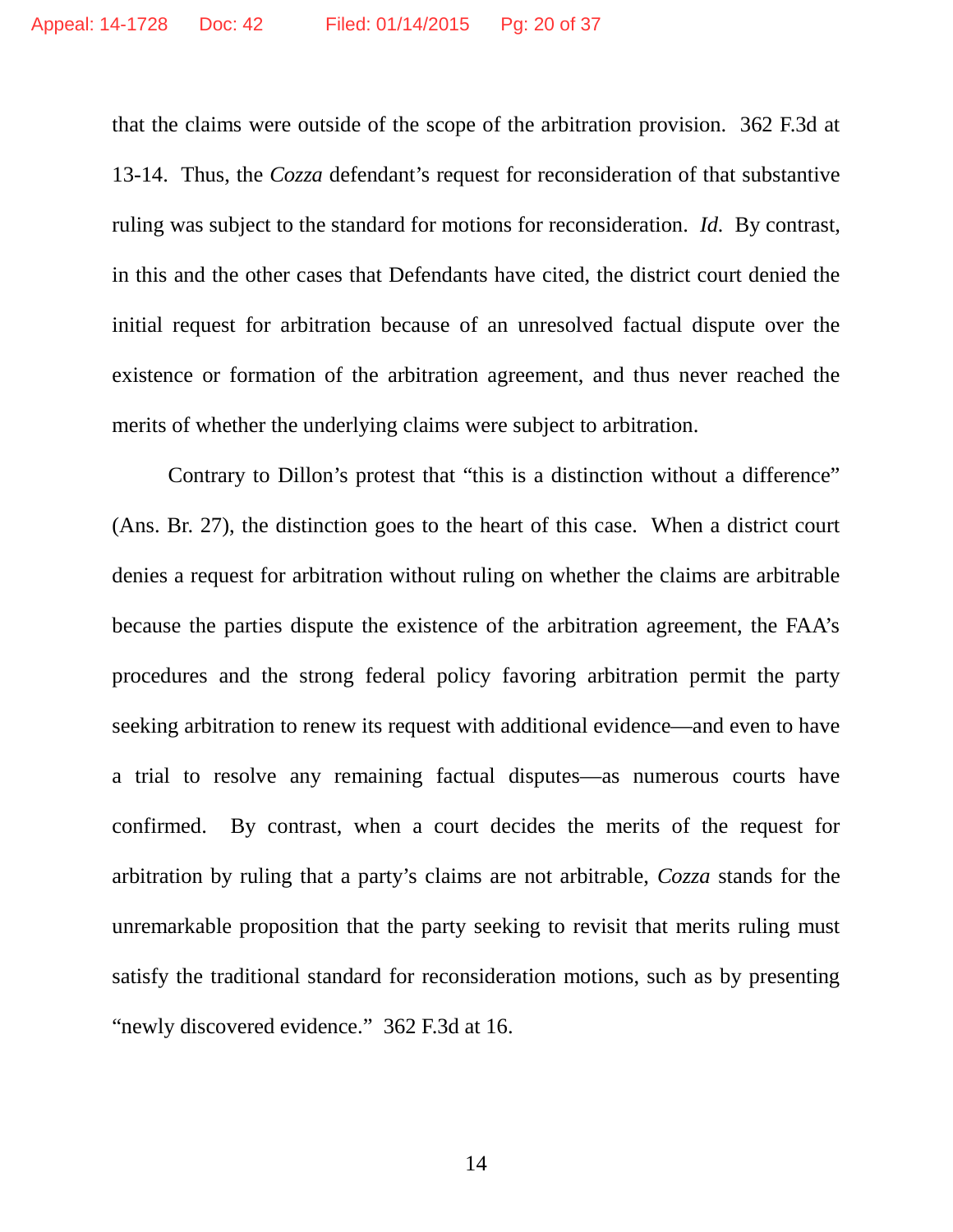that the claims were outside of the scope of the arbitration provision. 362 F.3d at 13-14. Thus, the *Cozza* defendant's request for reconsideration of that substantive ruling was subject to the standard for motions for reconsideration. *Id.* By contrast, in this and the other cases that Defendants have cited, the district court denied the initial request for arbitration because of an unresolved factual dispute over the existence or formation of the arbitration agreement, and thus never reached the merits of whether the underlying claims were subject to arbitration.

Contrary to Dillon's protest that "this is a distinction without a difference" (Ans. Br. 27), the distinction goes to the heart of this case. When a district court denies a request for arbitration without ruling on whether the claims are arbitrable because the parties dispute the existence of the arbitration agreement, the FAA's procedures and the strong federal policy favoring arbitration permit the party seeking arbitration to renew its request with additional evidence—and even to have a trial to resolve any remaining factual disputes—as numerous courts have confirmed. By contrast, when a court decides the merits of the request for arbitration by ruling that a party's claims are not arbitrable, *Cozza* stands for the unremarkable proposition that the party seeking to revisit that merits ruling must satisfy the traditional standard for reconsideration motions, such as by presenting "newly discovered evidence." 362 F.3d at 16.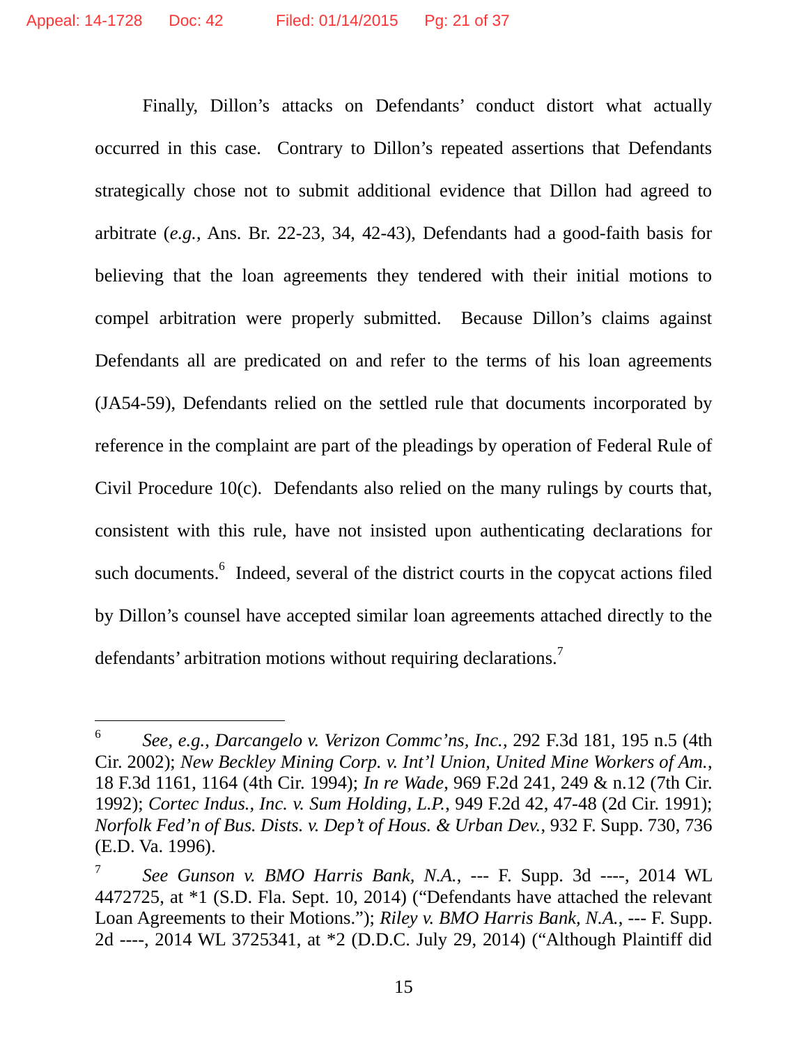Finally, Dillon's attacks on Defendants' conduct distort what actually occurred in this case. Contrary to Dillon's repeated assertions that Defendants strategically chose not to submit additional evidence that Dillon had agreed to arbitrate (*e.g.*, Ans. Br. 22-23, 34, 42-43), Defendants had a good-faith basis for believing that the loan agreements they tendered with their initial motions to compel arbitration were properly submitted. Because Dillon's claims against Defendants all are predicated on and refer to the terms of his loan agreements (JA54-59), Defendants relied on the settled rule that documents incorporated by reference in the complaint are part of the pleadings by operation of Federal Rule of Civil Procedure 10(c). Defendants also relied on the many rulings by courts that, consistent with this rule, have not insisted upon authenticating declarations for such documents.[6] Indeed, several of the district courts in the copycat actions filed by Dillon's counsel have accepted similar loan agreements attached directly to the defendants' arbitration motions without requiring declarations.[7]

---

[6] *See*, *e.g.*, *Darcangelo v. Verizon Commc'ns, Inc.*, 292 F.3d 181, 195 n.5 (4th Cir. 2002); *New Beckley Mining Corp. v. Int'l Union, United Mine Workers of Am.*, 18 F.3d 1161, 1164 (4th Cir. 1994); *In re Wade*, 969 F.2d 241, 249 & n.12 (7th Cir. 1992); *Cortec Indus., Inc. v. Sum Holding, L.P.*, 949 F.2d 42, 47-48 (2d Cir. 1991); *Norfolk Fed'n of Bus. Dists. v. Dep't of Hous. & Urban Dev.*, 932 F. Supp. 730, 736 (E.D. Va. 1996).

[7] *See Gunson v. BMO Harris Bank, N.A.*, --- F. Supp. 3d ----, 2014 WL 4472725, at *1 (S.D. Fla. Sept. 10, 2014) ("Defendants have attached the relevant Loan Agreements to their Motions."); *Riley v. BMO Harris Bank, N.A.*, --- F. Supp. 2d ----, 2014 WL 3725341, at *2 (D.D.C. July 29, 2014) ("Although Plaintiff did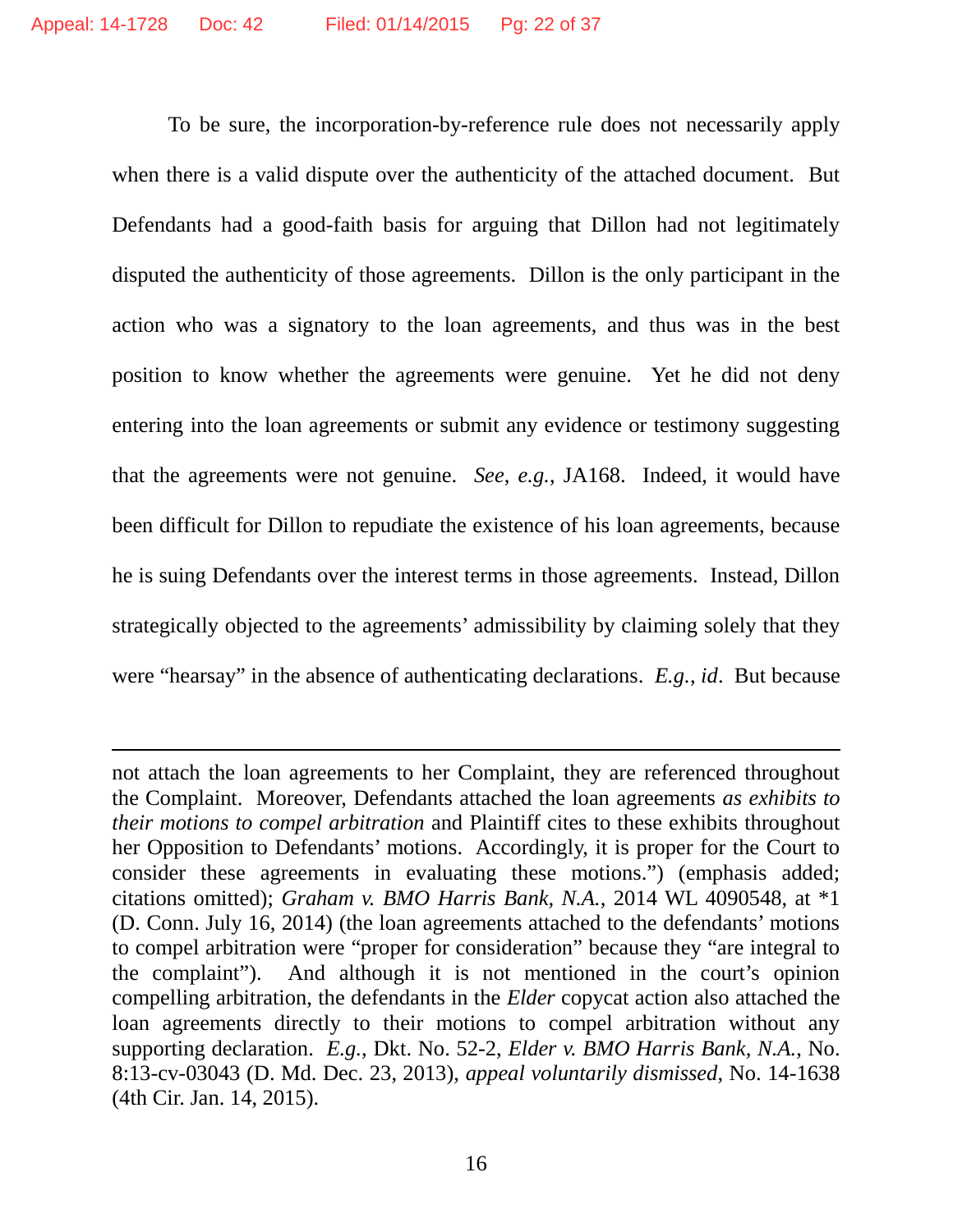To be sure, the incorporation-by-reference rule does not necessarily apply when there is a valid dispute over the authenticity of the attached document. But Defendants had a good-faith basis for arguing that Dillon had not legitimately disputed the authenticity of those agreements. Dillon is the only participant in the action who was a signatory to the loan agreements, and thus was in the best position to know whether the agreements were genuine. Yet he did not deny entering into the loan agreements or submit any evidence or testimony suggesting that the agreements were not genuine. *See, e.g.*, JA168. Indeed, it would have been difficult for Dillon to repudiate the existence of his loan agreements, because he is suing Defendants over the interest terms in those agreements. Instead, Dillon strategically objected to the agreements' admissibility by claiming solely that they were "hearsay" in the absence of authenticating declarations. *E.g.*, *id*. But because

---

not attach the loan agreements to her Complaint, they are referenced throughout the Complaint. Moreover, Defendants attached the loan agreements *as exhibits to their motions to compel arbitration* and Plaintiff cites to these exhibits throughout her Opposition to Defendants' motions. Accordingly, it is proper for the Court to consider these agreements in evaluating these motions.") (emphasis added; citations omitted); *Graham v. BMO Harris Bank, N.A.*, 2014 WL 4090548, at *1 (D. Conn. July 16, 2014) (the loan agreements attached to the defendants' motions to compel arbitration were "proper for consideration" because they "are integral to the complaint"). And although it is not mentioned in the court's opinion compelling arbitration, the defendants in the *Elder* copycat action also attached the loan agreements directly to their motions to compel arbitration without any supporting declaration. *E.g.*, Dkt. No. 52-2, *Elder v. BMO Harris Bank, N.A.*, No. 8:13-cv-03043 (D. Md. Dec. 23, 2013), *appeal voluntarily dismissed*, No. 14-1638 (4th Cir. Jan. 14, 2015).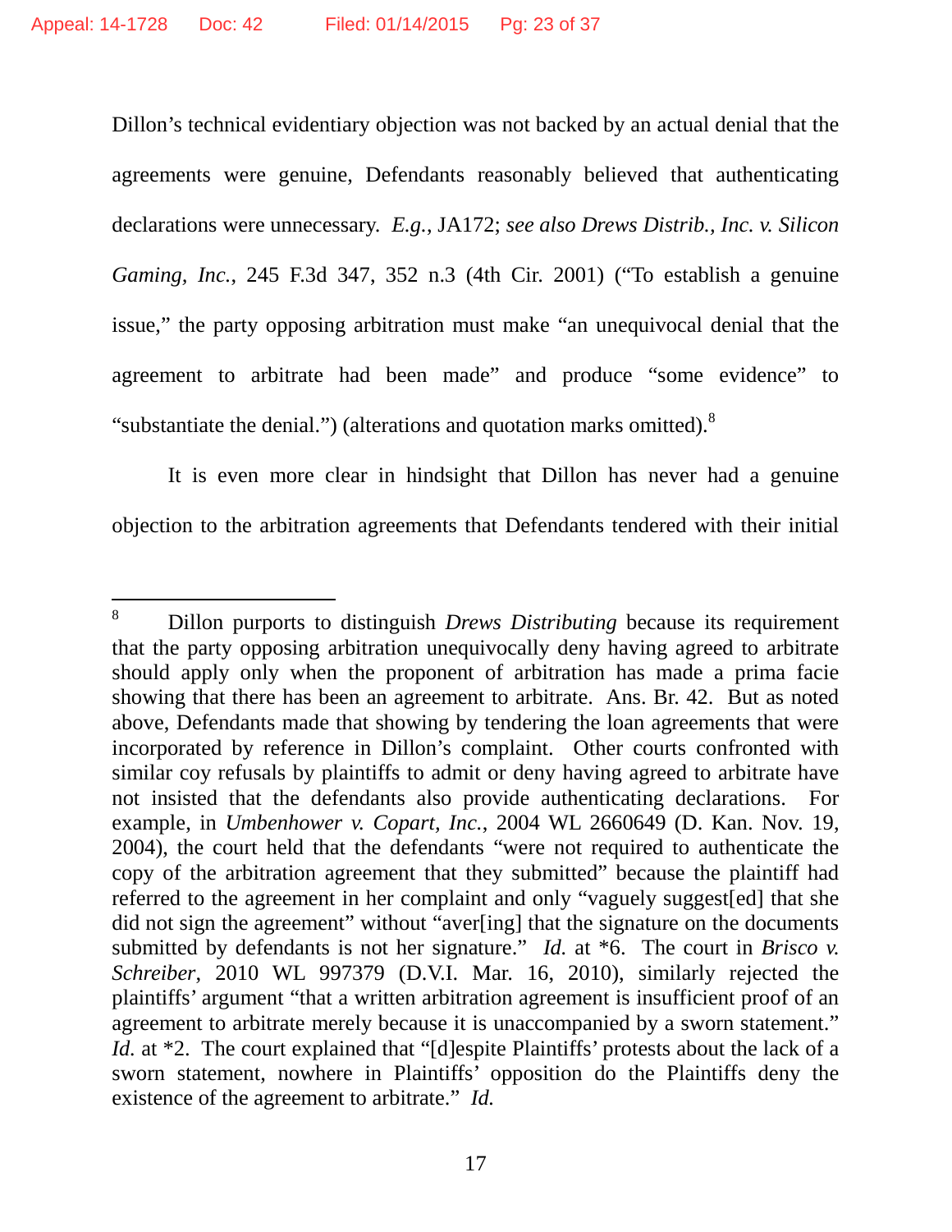Dillon's technical evidentiary objection was not backed by an actual denial that the agreements were genuine, Defendants reasonably believed that authenticating declarations were unnecessary. *E.g.*, JA172; *see also Drews Distrib., Inc. v. Silicon Gaming, Inc.*, 245 F.3d 347, 352 n.3 (4th Cir. 2001) ("To establish a genuine issue," the party opposing arbitration must make "an unequivocal denial that the agreement to arbitrate had been made" and produce "some evidence" to "substantiate the denial.") (alterations and quotation marks omitted).[8]

It is even more clear in hindsight that Dillon has never had a genuine objection to the arbitration agreements that Defendants tendered with their initial

---

[8] Dillon purports to distinguish *Drews Distributing* because its requirement that the party opposing arbitration unequivocally deny having agreed to arbitrate should apply only when the proponent of arbitration has made a prima facie showing that there has been an agreement to arbitrate. Ans. Br. 42. But as noted above, Defendants made that showing by tendering the loan agreements that were incorporated by reference in Dillon's complaint. Other courts confronted with similar coy refusals by plaintiffs to admit or deny having agreed to arbitrate have not insisted that the defendants also provide authenticating declarations. For example, in *Umbenhower v. Copart, Inc.*, 2004 WL 2660649 (D. Kan. Nov. 19, 2004), the court held that the defendants "were not required to authenticate the copy of the arbitration agreement that they submitted" because the plaintiff had referred to the agreement in her complaint and only "vaguely suggest[ed] that she did not sign the agreement" without "aver[ing] that the signature on the documents submitted by defendants is not her signature." *Id.* at *6. The court in *Brisco v. Schreiber*, 2010 WL 997379 (D.V.I. Mar. 16, 2010), similarly rejected the plaintiffs' argument "that a written arbitration agreement is insufficient proof of an agreement to arbitrate merely because it is unaccompanied by a sworn statement." *Id.* at *2. The court explained that "[d]espite Plaintiffs' protests about the lack of a sworn statement, nowhere in Plaintiffs' opposition do the Plaintiffs deny the existence of the agreement to arbitrate." *Id.*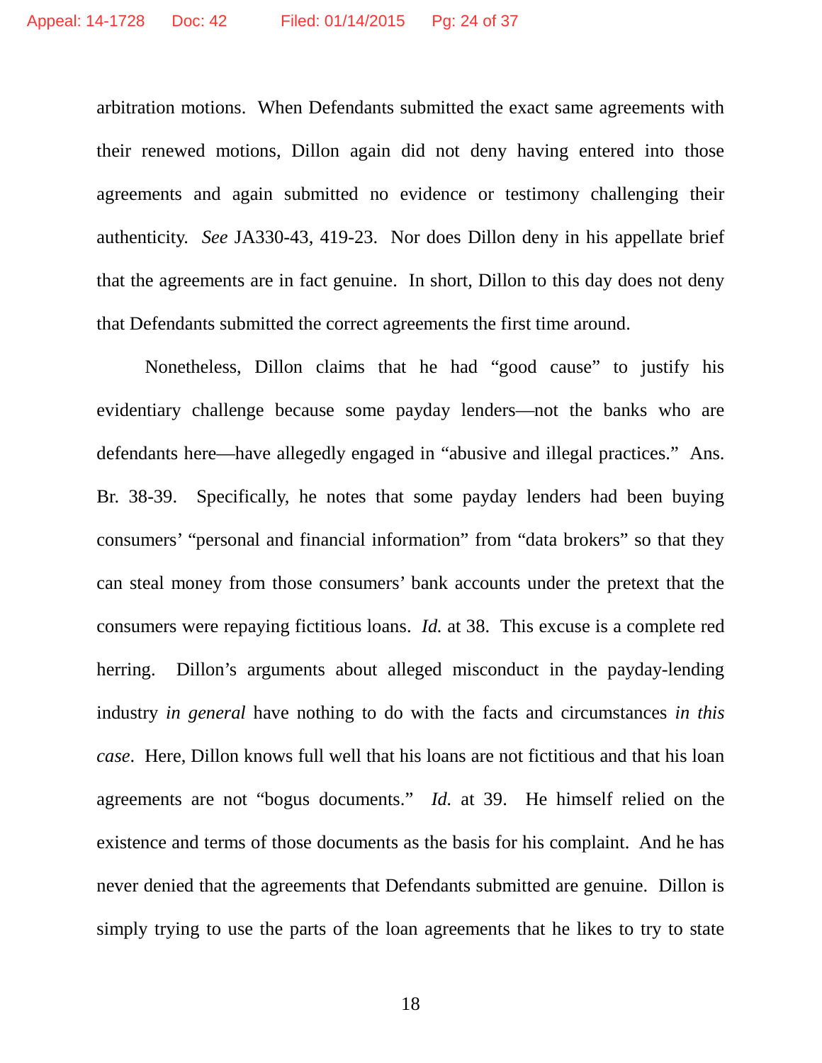arbitration motions. When Defendants submitted the exact same agreements with their renewed motions, Dillon again did not deny having entered into those agreements and again submitted no evidence or testimony challenging their authenticity. *See* JA330-43, 419-23. Nor does Dillon deny in his appellate brief that the agreements are in fact genuine. In short, Dillon to this day does not deny that Defendants submitted the correct agreements the first time around.

Nonetheless, Dillon claims that he had "good cause" to justify his evidentiary challenge because some payday lenders—not the banks who are defendants here—have allegedly engaged in "abusive and illegal practices." Ans. Br. 38-39. Specifically, he notes that some payday lenders had been buying consumers' "personal and financial information" from "data brokers" so that they can steal money from those consumers' bank accounts under the pretext that the consumers were repaying fictitious loans. *Id.* at 38. This excuse is a complete red herring. Dillon's arguments about alleged misconduct in the payday-lending industry *in general* have nothing to do with the facts and circumstances *in this case*. Here, Dillon knows full well that his loans are not fictitious and that his loan agreements are not "bogus documents." *Id.* at 39. He himself relied on the existence and terms of those documents as the basis for his complaint. And he has never denied that the agreements that Defendants submitted are genuine. Dillon is simply trying to use the parts of the loan agreements that he likes to try to state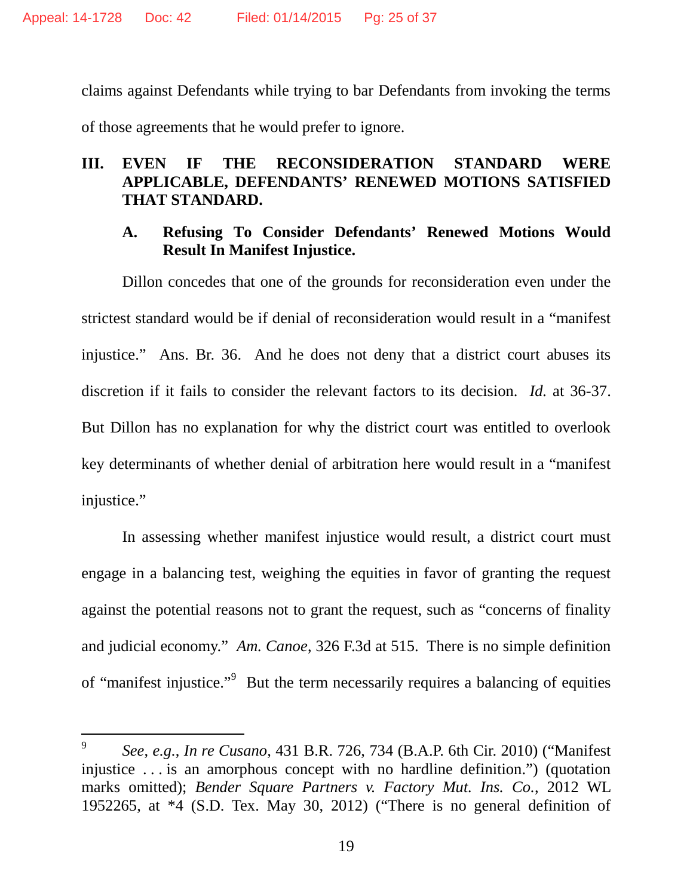claims against Defendants while trying to bar Defendants from invoking the terms of those agreements that he would prefer to ignore.

## III. EVEN IF THE RECONSIDERATION STANDARD WERE APPLICABLE, DEFENDANTS' RENEWED MOTIONS SATISFIED THAT STANDARD.

### A. Refusing To Consider Defendants' Renewed Motions Would Result In Manifest Injustice.

Dillon concedes that one of the grounds for reconsideration even under the strictest standard would be if denial of reconsideration would result in a "manifest injustice." Ans. Br. 36. And he does not deny that a district court abuses its discretion if it fails to consider the relevant factors to its decision. *Id.* at 36-37. But Dillon has no explanation for why the district court was entitled to overlook key determinants of whether denial of arbitration here would result in a "manifest injustice."

In assessing whether manifest injustice would result, a district court must engage in a balancing test, weighing the equities in favor of granting the request against the potential reasons not to grant the request, such as "concerns of finality and judicial economy." *Am. Canoe*, 326 F.3d at 515. There is no simple definition of "manifest injustice."[9] But the term necessarily requires a balancing of equities

[9] *See, e.g.*, *In re Cusano*, 431 B.R. 726, 734 (B.A.P. 6th Cir. 2010) ("Manifest injustice . . . is an amorphous concept with no hardline definition.") (quotation marks omitted); *Bender Square Partners v. Factory Mut. Ins. Co.*, 2012 WL 1952265, at *4 (S.D. Tex. May 30, 2012) ("There is no general definition of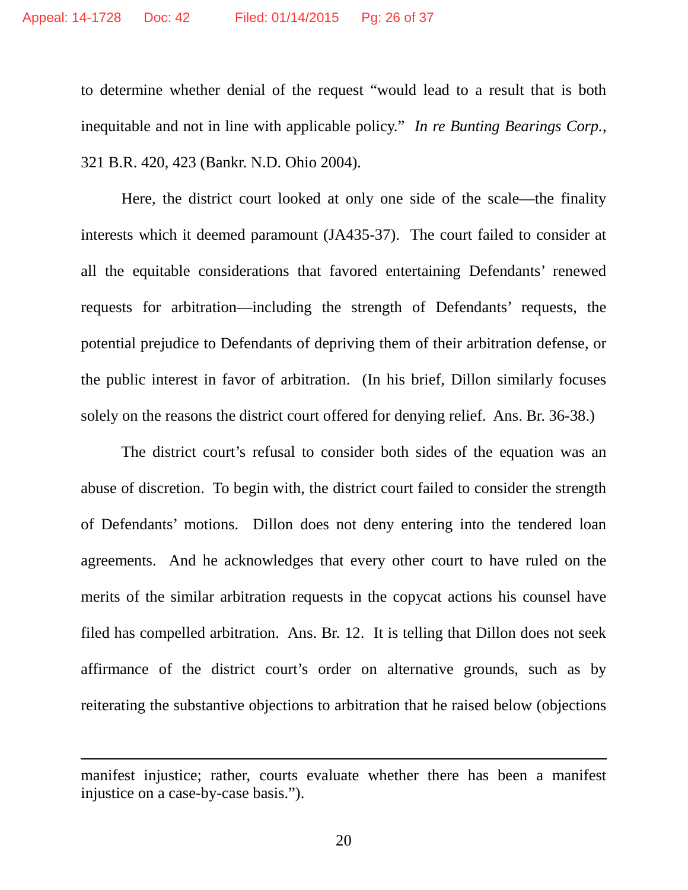to determine whether denial of the request "would lead to a result that is both inequitable and not in line with applicable policy." *In re Bunting Bearings Corp.*, 321 B.R. 420, 423 (Bankr. N.D. Ohio 2004).

Here, the district court looked at only one side of the scale—the finality interests which it deemed paramount (JA435-37). The court failed to consider at all the equitable considerations that favored entertaining Defendants' renewed requests for arbitration—including the strength of Defendants' requests, the potential prejudice to Defendants of depriving them of their arbitration defense, or the public interest in favor of arbitration. (In his brief, Dillon similarly focuses solely on the reasons the district court offered for denying relief. Ans. Br. 36-38.)

The district court's refusal to consider both sides of the equation was an abuse of discretion. To begin with, the district court failed to consider the strength of Defendants' motions. Dillon does not deny entering into the tendered loan agreements. And he acknowledges that every other court to have ruled on the merits of the similar arbitration requests in the copycat actions his counsel have filed has compelled arbitration. Ans. Br. 12. It is telling that Dillon does not seek affirmance of the district court's order on alternative grounds, such as by reiterating the substantive objections to arbitration that he raised below (objections

---

manifest injustice; rather, courts evaluate whether there has been a manifest injustice on a case-by-case basis.").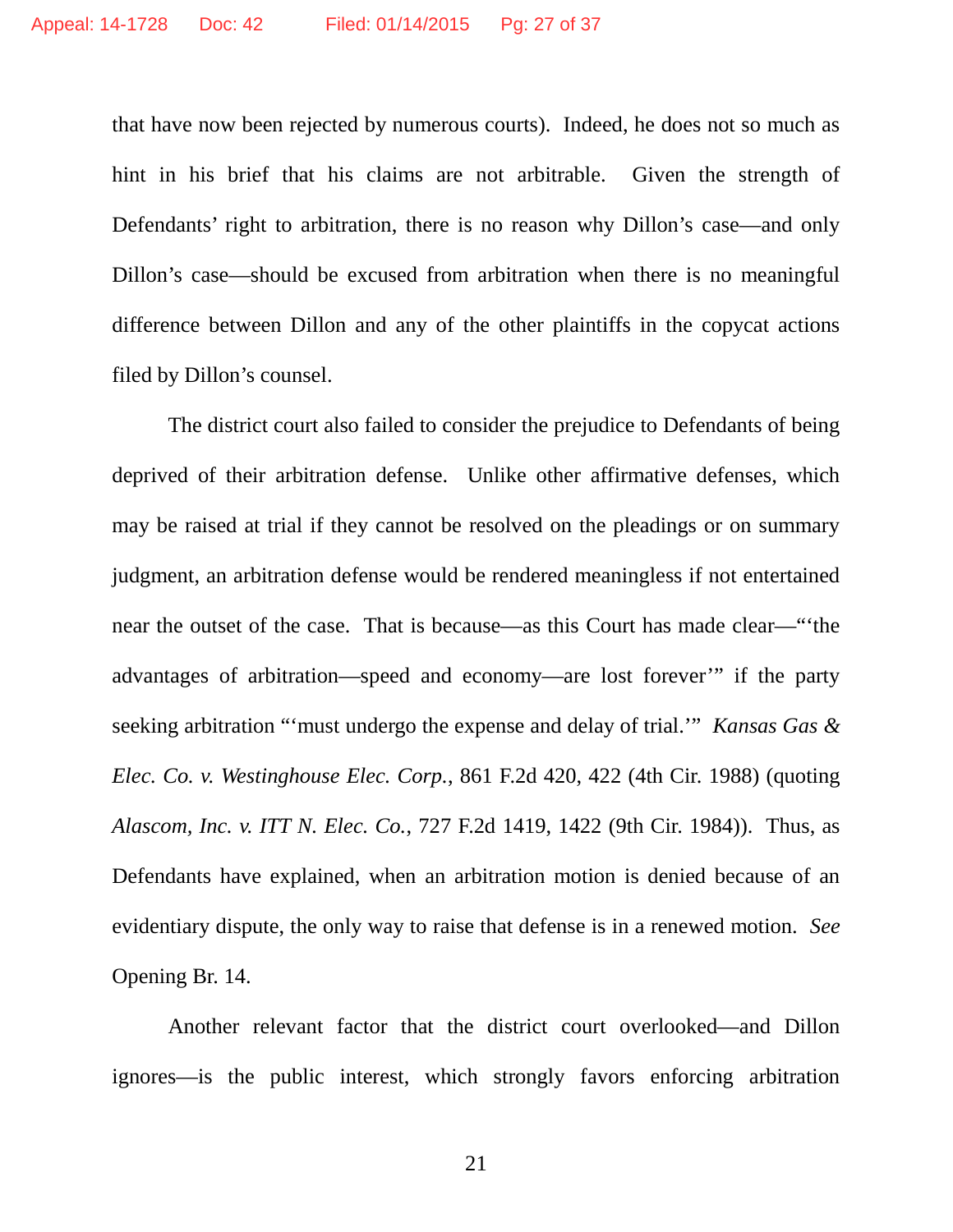that have now been rejected by numerous courts). Indeed, he does not so much as hint in his brief that his claims are not arbitrable. Given the strength of Defendants' right to arbitration, there is no reason why Dillon's case—and only Dillon's case—should be excused from arbitration when there is no meaningful difference between Dillon and any of the other plaintiffs in the copycat actions filed by Dillon's counsel.

The district court also failed to consider the prejudice to Defendants of being deprived of their arbitration defense. Unlike other affirmative defenses, which may be raised at trial if they cannot be resolved on the pleadings or on summary judgment, an arbitration defense would be rendered meaningless if not entertained near the outset of the case. That is because—as this Court has made clear—"'the advantages of arbitration—speed and economy—are lost forever'" if the party seeking arbitration "'must undergo the expense and delay of trial.'" *Kansas Gas & Elec. Co. v. Westinghouse Elec. Corp.*, 861 F.2d 420, 422 (4th Cir. 1988) (quoting *Alascom, Inc. v. ITT N. Elec. Co.*, 727 F.2d 1419, 1422 (9th Cir. 1984)). Thus, as Defendants have explained, when an arbitration motion is denied because of an evidentiary dispute, the only way to raise that defense is in a renewed motion. *See* Opening Br. 14.

Another relevant factor that the district court overlooked—and Dillon ignores—is the public interest, which strongly favors enforcing arbitration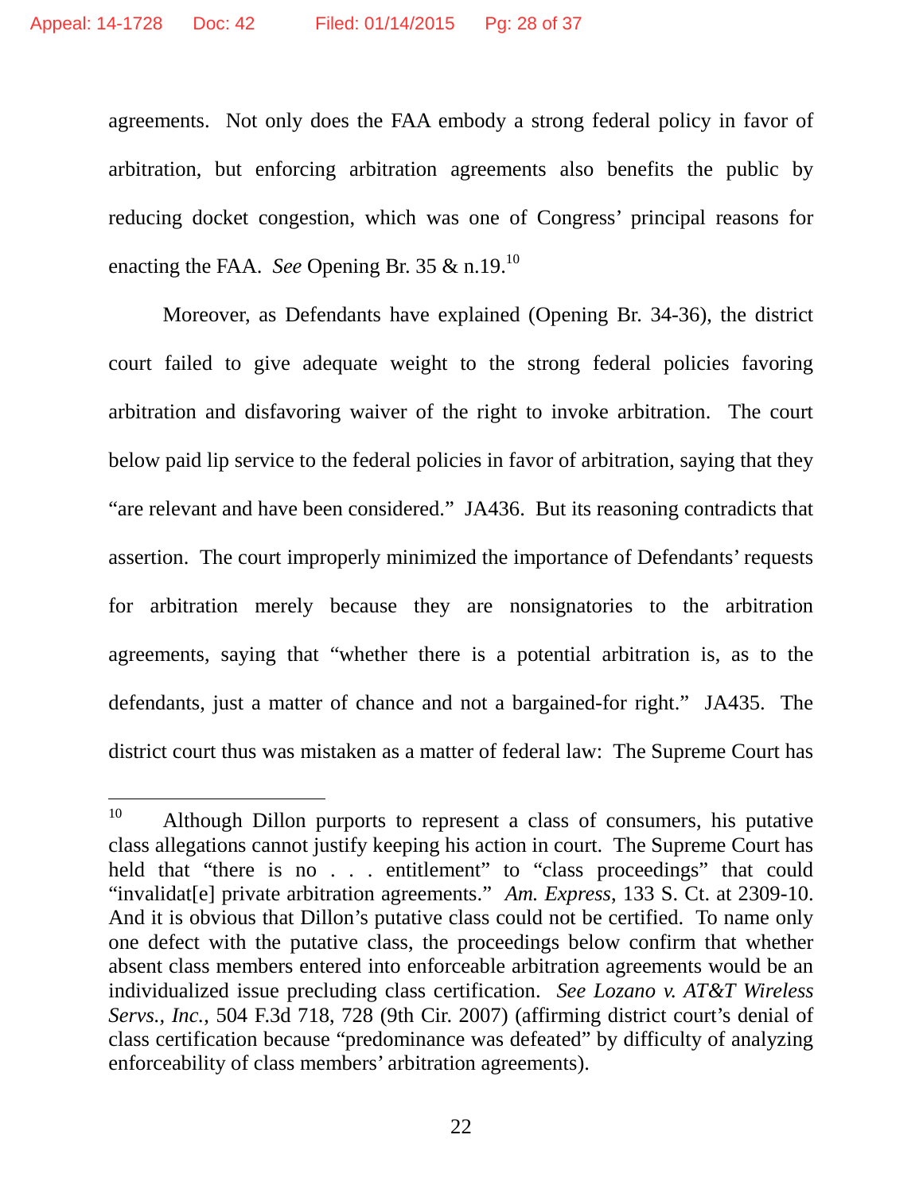agreements. Not only does the FAA embody a strong federal policy in favor of arbitration, but enforcing arbitration agreements also benefits the public by reducing docket congestion, which was one of Congress' principal reasons for enacting the FAA. *See* Opening Br. 35 & n.19.[10]

Moreover, as Defendants have explained (Opening Br. 34-36), the district court failed to give adequate weight to the strong federal policies favoring arbitration and disfavoring waiver of the right to invoke arbitration. The court below paid lip service to the federal policies in favor of arbitration, saying that they "are relevant and have been considered." JA436. But its reasoning contradicts that assertion. The court improperly minimized the importance of Defendants' requests for arbitration merely because they are nonsignatories to the arbitration agreements, saying that "whether there is a potential arbitration is, as to the defendants, just a matter of chance and not a bargained-for right." JA435. The district court thus was mistaken as a matter of federal law: The Supreme Court has

---

[10] Although Dillon purports to represent a class of consumers, his putative class allegations cannot justify keeping his action in court. The Supreme Court has held that "there is no . . . entitlement" to "class proceedings" that could "invalidat[e] private arbitration agreements." *Am. Express*, 133 S. Ct. at 2309-10. And it is obvious that Dillon's putative class could not be certified. To name only one defect with the putative class, the proceedings below confirm that whether absent class members entered into enforceable arbitration agreements would be an individualized issue precluding class certification. *See Lozano v. AT&T Wireless Servs., Inc.*, 504 F.3d 718, 728 (9th Cir. 2007) (affirming district court's denial of class certification because "predominance was defeated" by difficulty of analyzing enforceability of class members' arbitration agreements).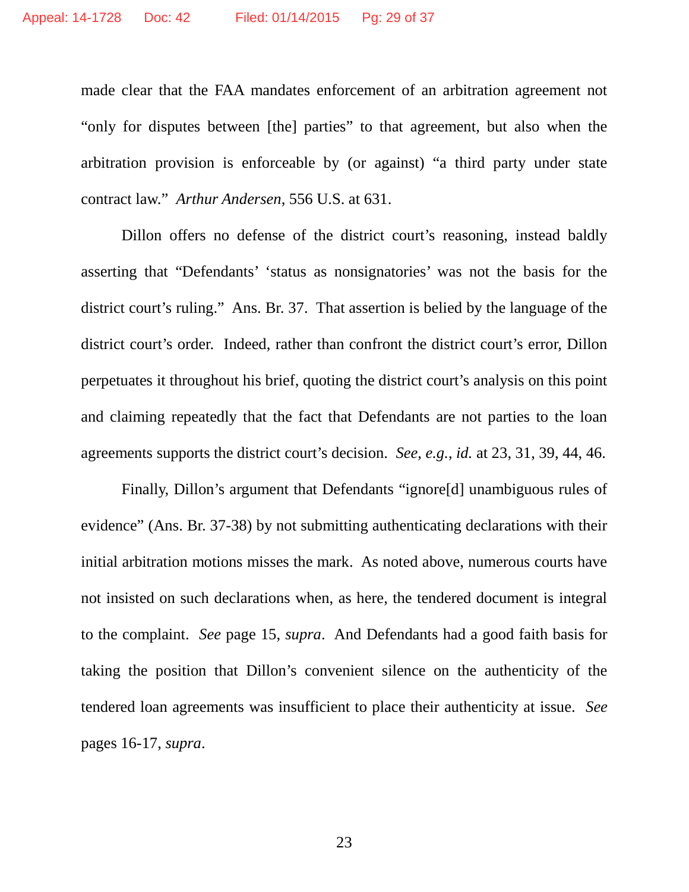made clear that the FAA mandates enforcement of an arbitration agreement not "only for disputes between [the] parties" to that agreement, but also when the arbitration provision is enforceable by (or against) "a third party under state contract law." *Arthur Andersen*, 556 U.S. at 631.

Dillon offers no defense of the district court's reasoning, instead baldly asserting that "Defendants' 'status as nonsignatories' was not the basis for the district court's ruling." Ans. Br. 37. That assertion is belied by the language of the district court's order. Indeed, rather than confront the district court's error, Dillon perpetuates it throughout his brief, quoting the district court's analysis on this point and claiming repeatedly that the fact that Defendants are not parties to the loan agreements supports the district court's decision. *See, e.g.*, *id.* at 23, 31, 39, 44, 46.

Finally, Dillon's argument that Defendants "ignore[d] unambiguous rules of evidence" (Ans. Br. 37-38) by not submitting authenticating declarations with their initial arbitration motions misses the mark. As noted above, numerous courts have not insisted on such declarations when, as here, the tendered document is integral to the complaint. *See* page 15, *supra*. And Defendants had a good faith basis for taking the position that Dillon's convenient silence on the authenticity of the tendered loan agreements was insufficient to place their authenticity at issue. *See* pages 16-17, *supra*.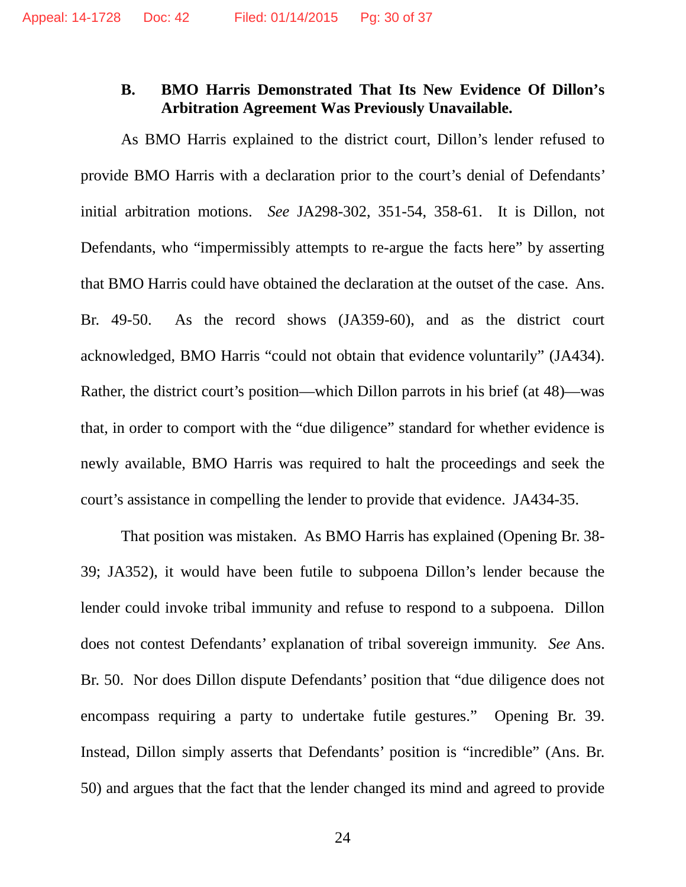### B. BMO Harris Demonstrated That Its New Evidence Of Dillon's Arbitration Agreement Was Previously Unavailable.

As BMO Harris explained to the district court, Dillon's lender refused to provide BMO Harris with a declaration prior to the court's denial of Defendants' initial arbitration motions. *See* JA298-302, 351-54, 358-61. It is Dillon, not Defendants, who "impermissibly attempts to re-argue the facts here" by asserting that BMO Harris could have obtained the declaration at the outset of the case. Ans. Br. 49-50. As the record shows (JA359-60), and as the district court acknowledged, BMO Harris "could not obtain that evidence voluntarily" (JA434). Rather, the district court's position—which Dillon parrots in his brief (at 48)—was that, in order to comport with the "due diligence" standard for whether evidence is newly available, BMO Harris was required to halt the proceedings and seek the court's assistance in compelling the lender to provide that evidence. JA434-35.

That position was mistaken. As BMO Harris has explained (Opening Br. 38-39; JA352), it would have been futile to subpoena Dillon's lender because the lender could invoke tribal immunity and refuse to respond to a subpoena. Dillon does not contest Defendants' explanation of tribal sovereign immunity. *See* Ans. Br. 50. Nor does Dillon dispute Defendants' position that "due diligence does not encompass requiring a party to undertake futile gestures." Opening Br. 39. Instead, Dillon simply asserts that Defendants' position is "incredible" (Ans. Br. 50) and argues that the fact that the lender changed its mind and agreed to provide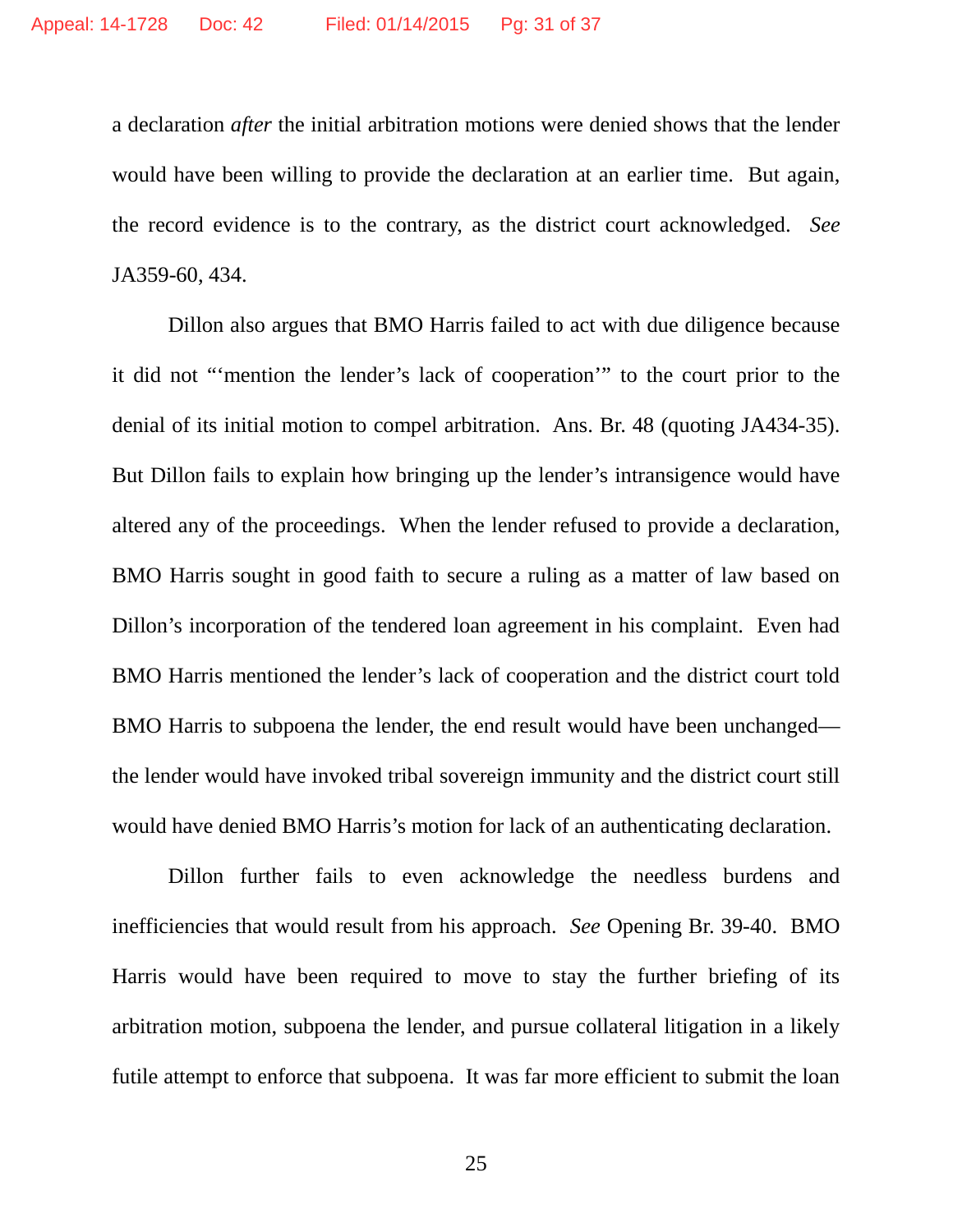a declaration *after* the initial arbitration motions were denied shows that the lender would have been willing to provide the declaration at an earlier time. But again, the record evidence is to the contrary, as the district court acknowledged. *See* JA359-60, 434.

Dillon also argues that BMO Harris failed to act with due diligence because it did not "'mention the lender's lack of cooperation'" to the court prior to the denial of its initial motion to compel arbitration. Ans. Br. 48 (quoting JA434-35). But Dillon fails to explain how bringing up the lender's intransigence would have altered any of the proceedings. When the lender refused to provide a declaration, BMO Harris sought in good faith to secure a ruling as a matter of law based on Dillon's incorporation of the tendered loan agreement in his complaint. Even had BMO Harris mentioned the lender's lack of cooperation and the district court told BMO Harris to subpoena the lender, the end result would have been unchanged—the lender would have invoked tribal sovereign immunity and the district court still would have denied BMO Harris's motion for lack of an authenticating declaration.

Dillon further fails to even acknowledge the needless burdens and inefficiencies that would result from his approach. *See* Opening Br. 39-40. BMO Harris would have been required to move to stay the further briefing of its arbitration motion, subpoena the lender, and pursue collateral litigation in a likely futile attempt to enforce that subpoena. It was far more efficient to submit the loan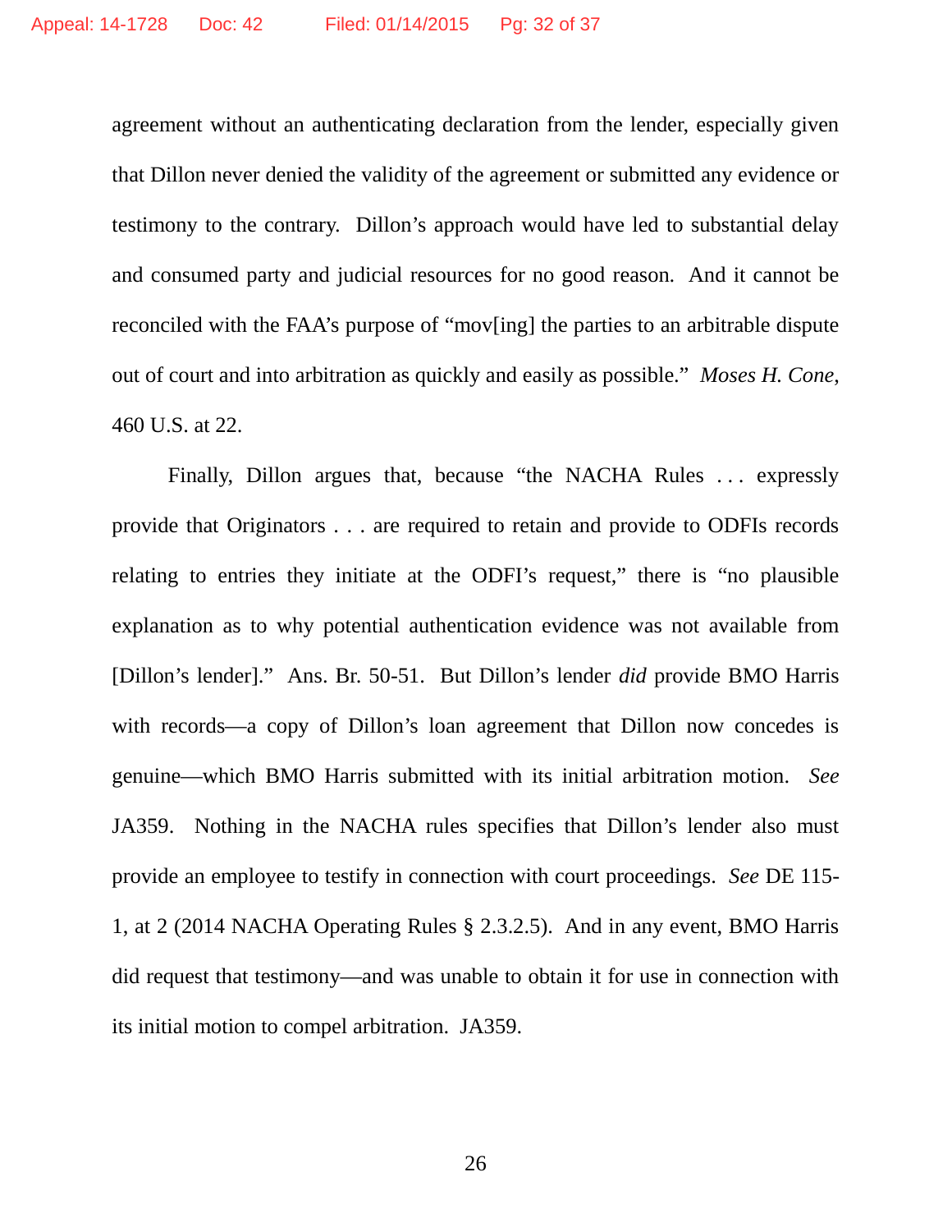agreement without an authenticating declaration from the lender, especially given that Dillon never denied the validity of the agreement or submitted any evidence or testimony to the contrary. Dillon's approach would have led to substantial delay and consumed party and judicial resources for no good reason. And it cannot be reconciled with the FAA's purpose of "mov[ing] the parties to an arbitrable dispute out of court and into arbitration as quickly and easily as possible." *Moses H. Cone*, 460 U.S. at 22.

Finally, Dillon argues that, because "the NACHA Rules . . . expressly provide that Originators . . . are required to retain and provide to ODFIs records relating to entries they initiate at the ODFI's request," there is "no plausible explanation as to why potential authentication evidence was not available from [Dillon's lender]." Ans. Br. 50-51. But Dillon's lender *did* provide BMO Harris with records—a copy of Dillon's loan agreement that Dillon now concedes is genuine—which BMO Harris submitted with its initial arbitration motion. *See* JA359. Nothing in the NACHA rules specifies that Dillon's lender also must provide an employee to testify in connection with court proceedings. *See* DE 115-1, at 2 (2014 NACHA Operating Rules § 2.3.2.5). And in any event, BMO Harris did request that testimony—and was unable to obtain it for use in connection with its initial motion to compel arbitration. JA359.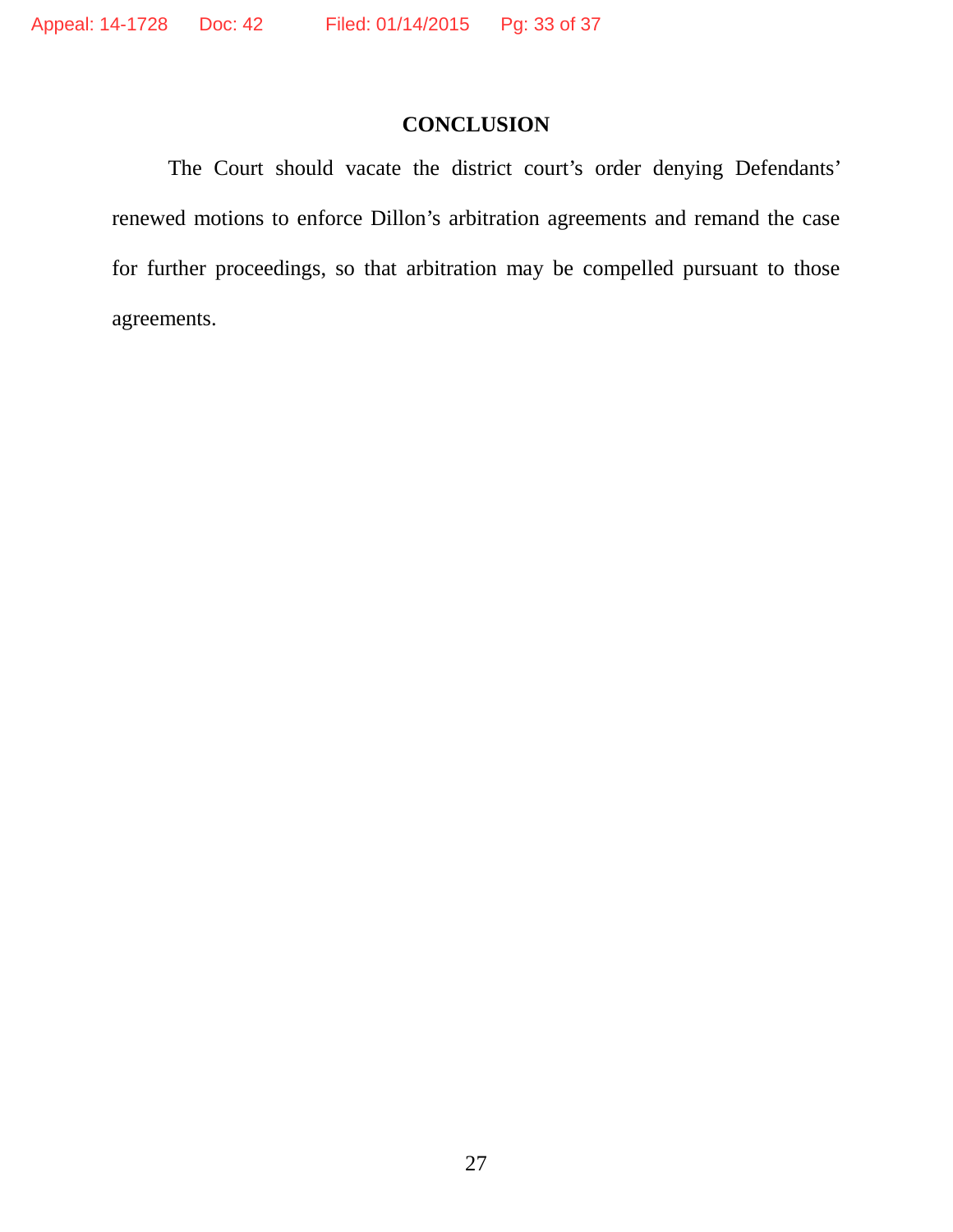## CONCLUSION

The Court should vacate the district court's order denying Defendants' renewed motions to enforce Dillon's arbitration agreements and remand the case for further proceedings, so that arbitration may be compelled pursuant to those agreements.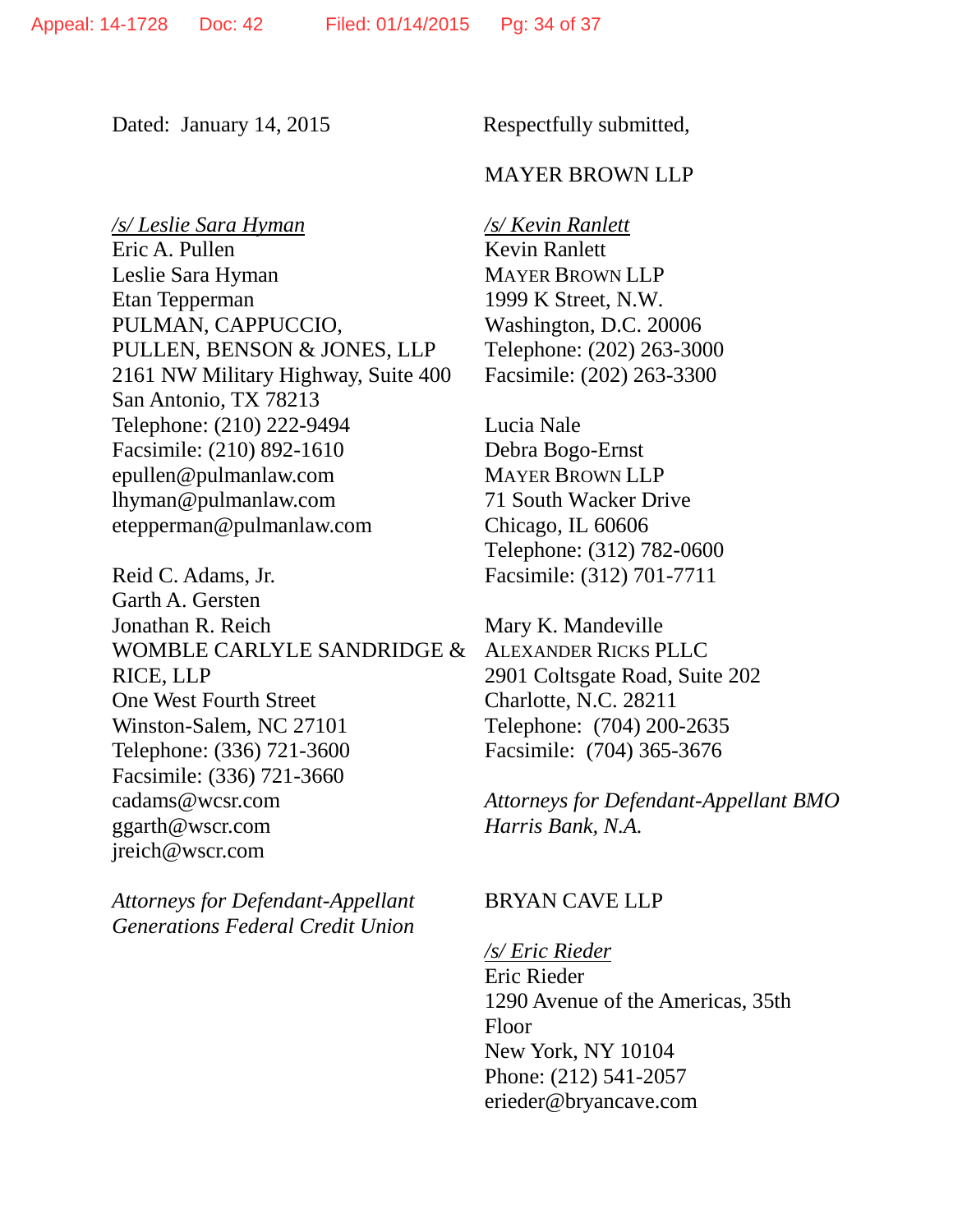Dated: January 14, 2015

/s/ Leslie Sara Hyman
Eric A. Pullen
Leslie Sara Hyman
Etan Tepperman
PULMAN, CAPPUCCIO,
PULLEN, BENSON & JONES, LLP
2161 NW Military Highway, Suite 400
San Antonio, TX 78213
Telephone: (210) 222-9494
Facsimile: (210) 892-1610
epullen@pulmanlaw.com
lhyman@pulmanlaw.com
etepperman@pulmanlaw.com

Reid C. Adams, Jr.
Garth A. Gersten
Jonathan R. Reich
WOMBLE CARLYLE SANDRIDGE & RICE, LLP
One West Fourth Street
Winston-Salem, NC 27101
Telephone: (336) 721-3600
Facsimile: (336) 721-3660
cadams@wcsr.com
ggarth@wscr.com
jreich@wscr.com

*Attorneys for Defendant-Appellant Generations Federal Credit Union*

Respectfully submitted,

MAYER BROWN LLP

/s/ Kevin Ranlett
Kevin Ranlett
MAYER BROWN LLP
1999 K Street, N.W.
Washington, D.C. 20006
Telephone: (202) 263-3000
Facsimile: (202) 263-3300

Lucia Nale
Debra Bogo-Ernst
MAYER BROWN LLP
71 South Wacker Drive
Chicago, IL 60606
Telephone: (312) 782-0600
Facsimile: (312) 701-7711

Mary K. Mandeville
ALEXANDER RICKS PLLC
2901 Coltsgate Road, Suite 202
Charlotte, N.C. 28211
Telephone: (704) 200-2635
Facsimile: (704) 365-3676

*Attorneys for Defendant-Appellant BMO Harris Bank, N.A.*

BRYAN CAVE LLP

/s/ Eric Rieder
Eric Rieder
1290 Avenue of the Americas, 35th Floor
New York, NY 10104
Phone: (212) 541-2057
erieder@bryancave.com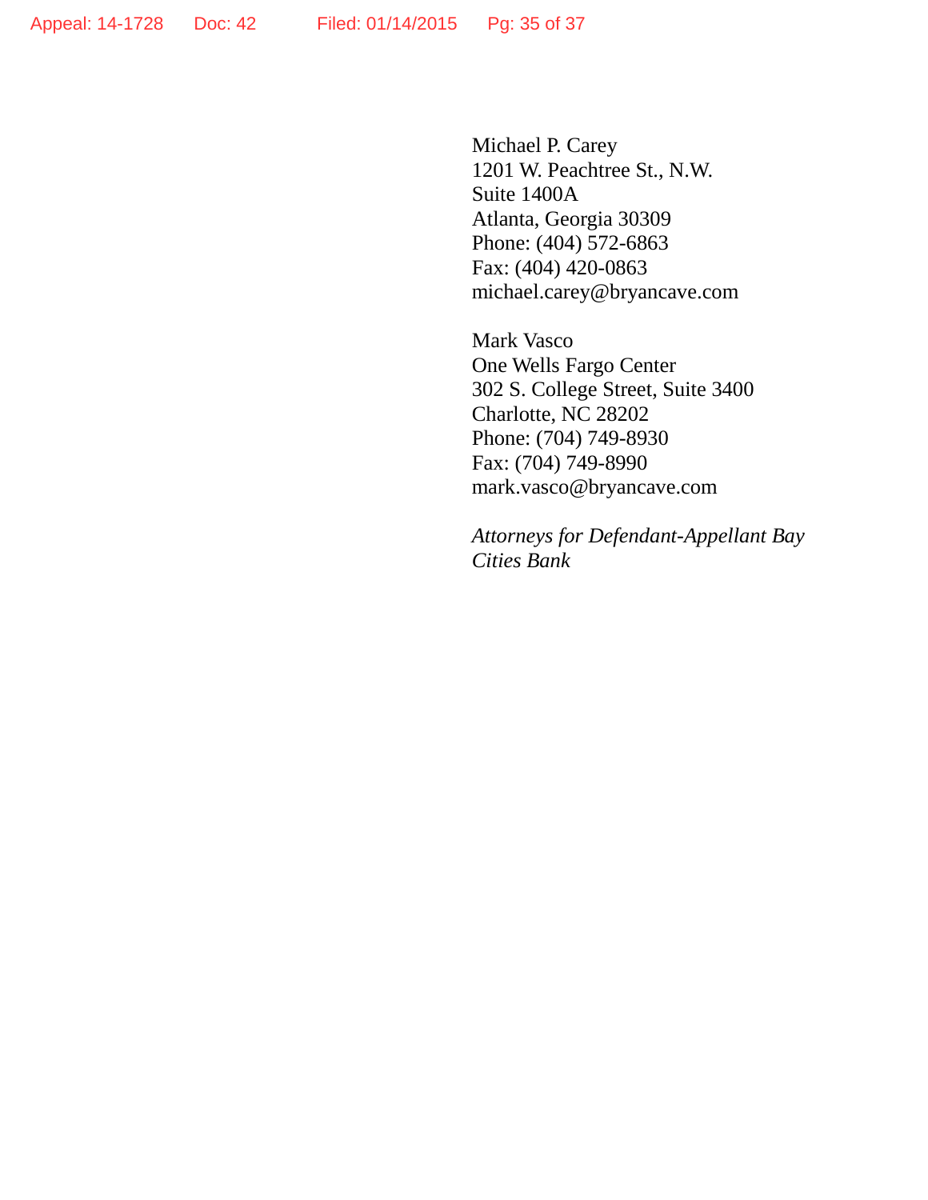Michael P. Carey
1201 W. Peachtree St., N.W.
Suite 1400A
Atlanta, Georgia 30309
Phone: (404) 572-6863
Fax: (404) 420-0863
michael.carey@bryancave.com

Mark Vasco
One Wells Fargo Center
302 S. College Street, Suite 3400
Charlotte, NC 28202
Phone: (704) 749-8930
Fax: (704) 749-8990
mark.vasco@bryancave.com

*Attorneys for Defendant-Appellant Bay Cities Bank*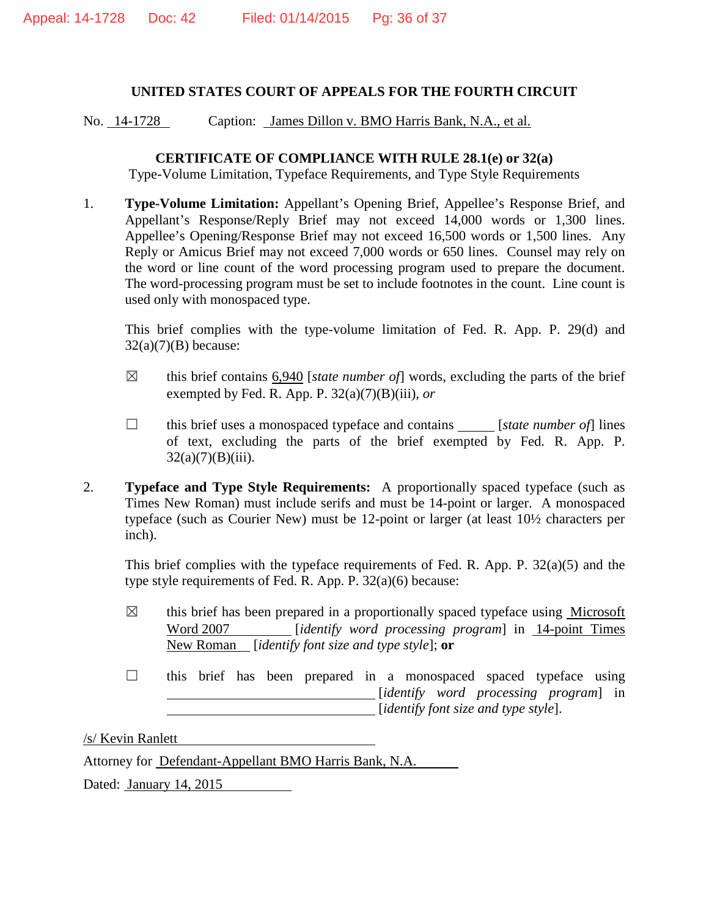**UNITED STATES COURT OF APPEALS FOR THE FOURTH CIRCUIT**

No. 14-1728 Caption: James Dillon v. BMO Harris Bank, N.A., et al.

**CERTIFICATE OF COMPLIANCE WITH RULE 28.1(e) or 32(a)**
Type-Volume Limitation, Typeface Requirements, and Type Style Requirements

1. **Type-Volume Limitation:** Appellant's Opening Brief, Appellee's Response Brief, and Appellant's Response/Reply Brief may not exceed 14,000 words or 1,300 lines. Appellee's Opening/Response Brief may not exceed 16,500 words or 1,500 lines. Any Reply or Amicus Brief may not exceed 7,000 words or 650 lines. Counsel may rely on the word or line count of the word processing program used to prepare the document. The word-processing program must be set to include footnotes in the count. Line count is used only with monospaced type.

   This brief complies with the type-volume limitation of Fed. R. App. P. 29(d) and 32(a)(7)(B) because:

   ☒ this brief contains 6,940 [*state number of*] words, excluding the parts of the brief exempted by Fed. R. App. P. 32(a)(7)(B)(iii), *or*

   ☐ this brief uses a monospaced typeface and contains _____ [*state number of*] lines of text, excluding the parts of the brief exempted by Fed. R. App. P. 32(a)(7)(B)(iii).

2. **Typeface and Type Style Requirements:** A proportionally spaced typeface (such as Times New Roman) must include serifs and must be 14-point or larger. A monospaced typeface (such as Courier New) must be 12-point or larger (at least 10½ characters per inch).

   This brief complies with the typeface requirements of Fed. R. App. P. 32(a)(5) and the type style requirements of Fed. R. App. P. 32(a)(6) because:

   ☒ this brief has been prepared in a proportionally spaced typeface using Microsoft Word 2007 [*identify word processing program*] in 14-point Times New Roman [*identify font size and type style*]; **or**

   ☐ this brief has been prepared in a monospaced spaced typeface using ______________________ [*identify word processing program*] in ______________________ [*identify font size and type style*].

/s/ Kevin Ranlett

Attorney for Defendant-Appellant BMO Harris Bank, N.A.

Dated: January 14, 2015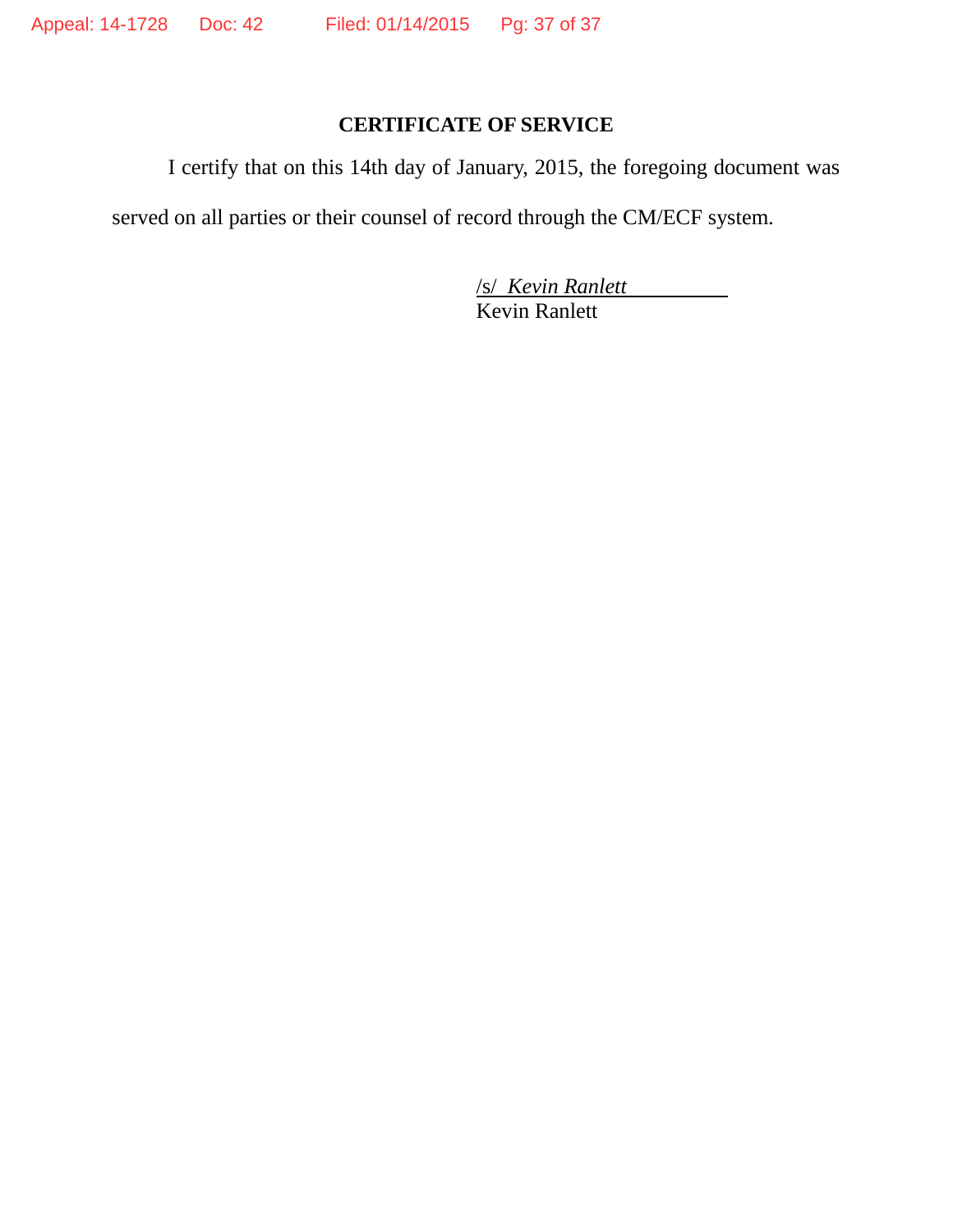## CERTIFICATE OF SERVICE

I certify that on this 14th day of January, 2015, the foregoing document was served on all parties or their counsel of record through the CM/ECF system.

/s/ *Kevin Ranlett*
Kevin Ranlett